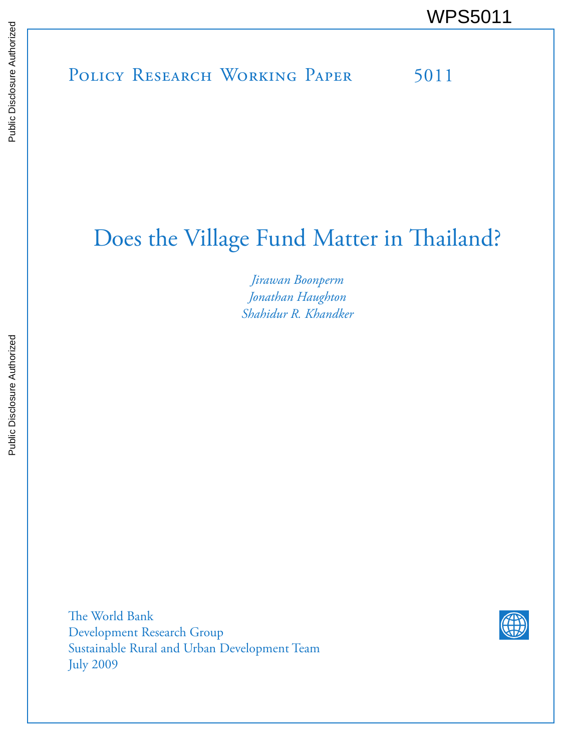WPS5011

Policy Research Working Paper 5011

# Does the Village Fund Matter in Thailand?

*Jirawan Boonperm*
*Jonathan Haughton*
*Shahidur R. Khandker*

The World Bank
Development Research Group
Sustainable Rural and Urban Development Team
July 2009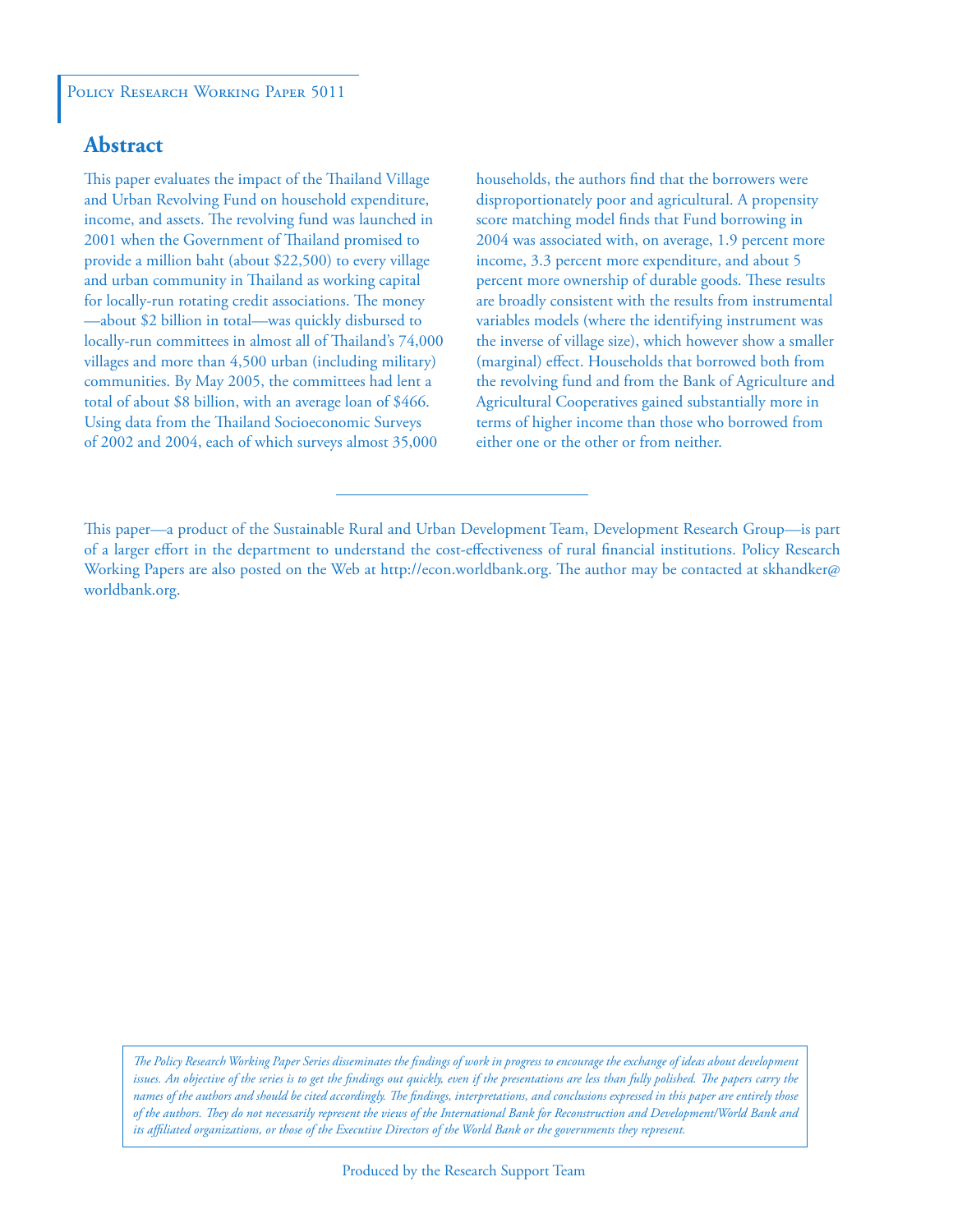Policy Research Working Paper 5011

## Abstract

This paper evaluates the impact of the Thailand Village and Urban Revolving Fund on household expenditure, income, and assets. The revolving fund was launched in 2001 when the Government of Thailand promised to provide a million baht (about $22,500) to every village and urban community in Thailand as working capital for locally-run rotating credit associations. The money—about $2 billion in total—was quickly disbursed to locally-run committees in almost all of Thailand's 74,000 villages and more than 4,500 urban (including military) communities. By May 2005, the committees had lent a total of about $8 billion, with an average loan of $466. Using data from the Thailand Socioeconomic Surveys of 2002 and 2004, each of which surveys almost 35,000 households, the authors find that the borrowers were disproportionately poor and agricultural. A propensity score matching model finds that Fund borrowing in 2004 was associated with, on average, 1.9 percent more income, 3.3 percent more expenditure, and about 5 percent more ownership of durable goods. These results are broadly consistent with the results from instrumental variables models (where the identifying instrument was the inverse of village size), which however show a smaller (marginal) effect. Households that borrowed both from the revolving fund and from the Bank of Agriculture and Agricultural Cooperatives gained substantially more in terms of higher income than those who borrowed from either one or the other or from neither.

This paper—a product of the Sustainable Rural and Urban Development Team, Development Research Group—is part of a larger effort in the department to understand the cost-effectiveness of rural financial institutions. Policy Research Working Papers are also posted on the Web at http://econ.worldbank.org. The author may be contacted at skhandker@worldbank.org.

*The Policy Research Working Paper Series disseminates the findings of work in progress to encourage the exchange of ideas about development issues. An objective of the series is to get the findings out quickly, even if the presentations are less than fully polished. The papers carry the names of the authors and should be cited accordingly. The findings, interpretations, and conclusions expressed in this paper are entirely those of the authors. They do not necessarily represent the views of the International Bank for Reconstruction and Development/World Bank and its affiliated organizations, or those of the Executive Directors of the World Bank or the governments they represent.*

Produced by the Research Support Team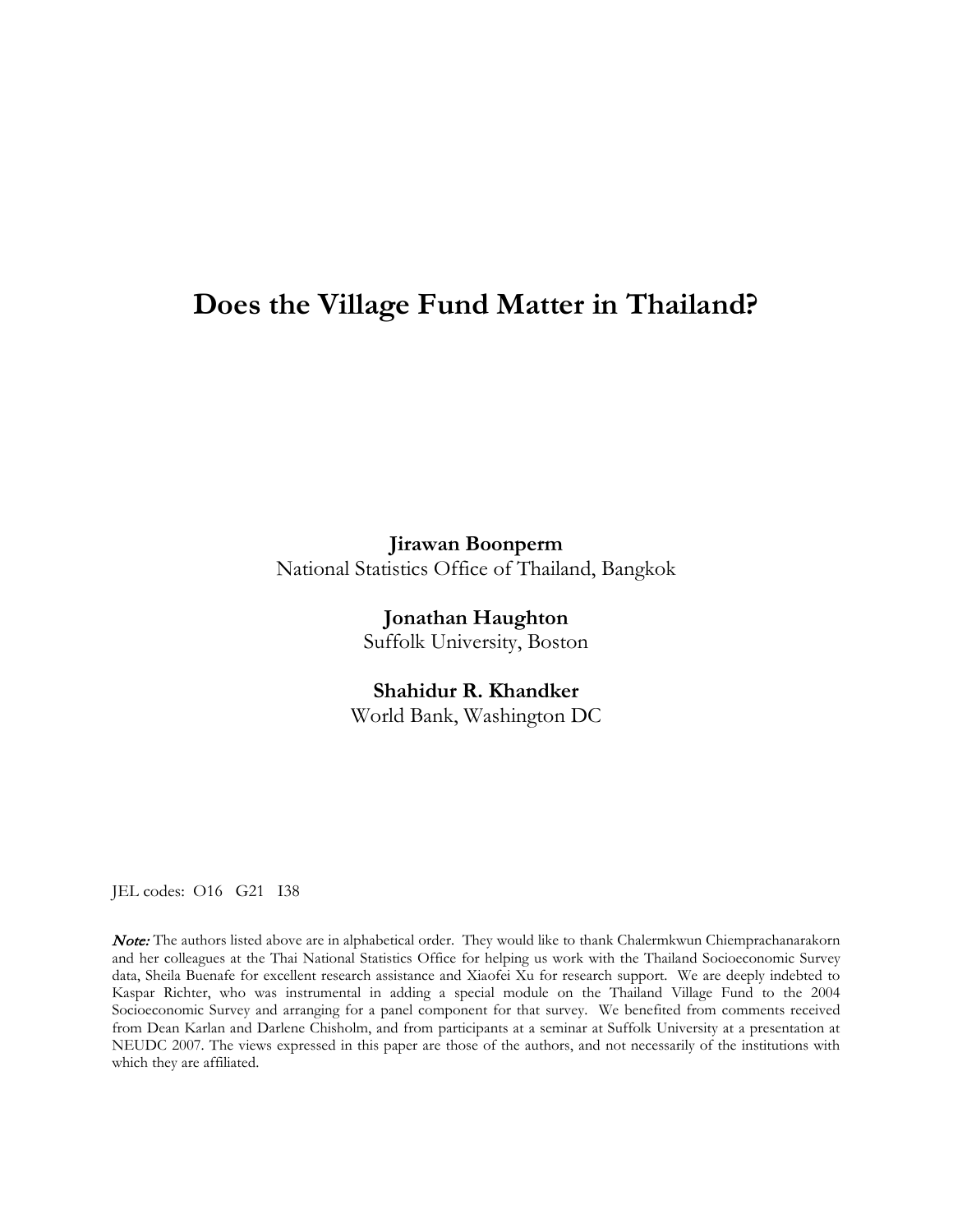# Does the Village Fund Matter in Thailand?

**Jirawan Boonperm**
National Statistics Office of Thailand, Bangkok

**Jonathan Haughton**
Suffolk University, Boston

**Shahidur R. Khandker**
World Bank, Washington DC

JEL codes: O16 G21 I38

***Note:*** The authors listed above are in alphabetical order. They would like to thank Chalermkwun Chiemprachanarakorn and her colleagues at the Thai National Statistics Office for helping us work with the Thailand Socioeconomic Survey data, Sheila Buenafe for excellent research assistance and Xiaofei Xu for research support. We are deeply indebted to Kaspar Richter, who was instrumental in adding a special module on the Thailand Village Fund to the 2004 Socioeconomic Survey and arranging for a panel component for that survey. We benefited from comments received from Dean Karlan and Darlene Chisholm, and from participants at a seminar at Suffolk University at a presentation at NEUDC 2007. The views expressed in this paper are those of the authors, and not necessarily of the institutions with which they are affiliated.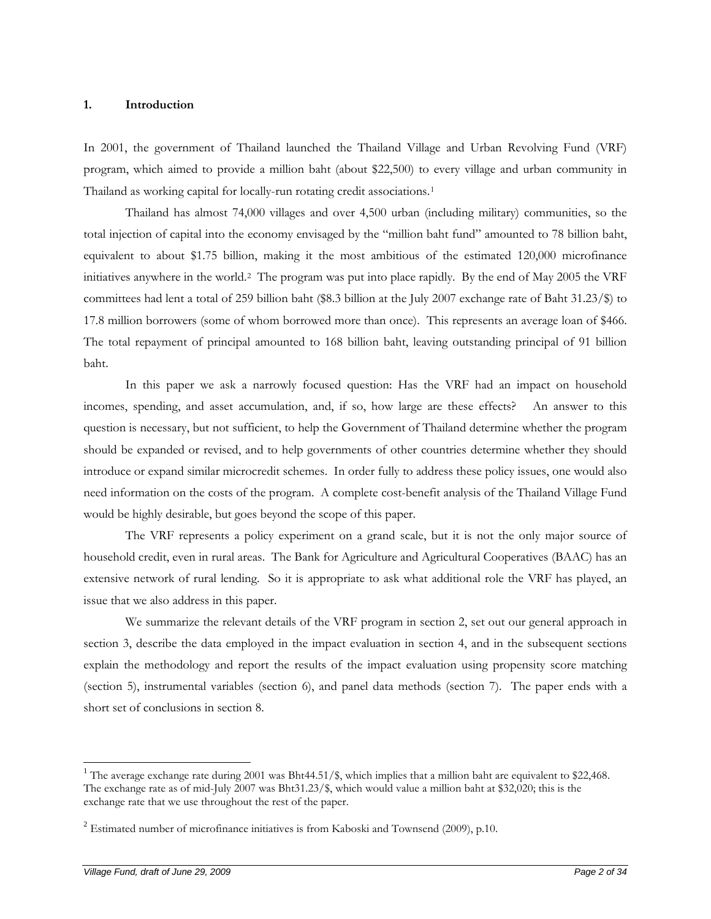## 1. Introduction

In 2001, the government of Thailand launched the Thailand Village and Urban Revolving Fund (VRF) program, which aimed to provide a million baht (about $22,500) to every village and urban community in Thailand as working capital for locally-run rotating credit associations.[1]

Thailand has almost 74,000 villages and over 4,500 urban (including military) communities, so the total injection of capital into the economy envisaged by the "million baht fund" amounted to 78 billion baht, equivalent to about $1.75 billion, making it the most ambitious of the estimated 120,000 microfinance initiatives anywhere in the world.[2] The program was put into place rapidly. By the end of May 2005 the VRF committees had lent a total of 259 billion baht ($8.3 billion at the July 2007 exchange rate of Baht 31.23/$) to 17.8 million borrowers (some of whom borrowed more than once). This represents an average loan of $466. The total repayment of principal amounted to 168 billion baht, leaving outstanding principal of 91 billion baht.

In this paper we ask a narrowly focused question: Has the VRF had an impact on household incomes, spending, and asset accumulation, and, if so, how large are these effects? An answer to this question is necessary, but not sufficient, to help the Government of Thailand determine whether the program should be expanded or revised, and to help governments of other countries determine whether they should introduce or expand similar microcredit schemes. In order fully to address these policy issues, one would also need information on the costs of the program. A complete cost-benefit analysis of the Thailand Village Fund would be highly desirable, but goes beyond the scope of this paper.

The VRF represents a policy experiment on a grand scale, but it is not the only major source of household credit, even in rural areas. The Bank for Agriculture and Agricultural Cooperatives (BAAC) has an extensive network of rural lending. So it is appropriate to ask what additional role the VRF has played, an issue that we also address in this paper.

We summarize the relevant details of the VRF program in section 2, set out our general approach in section 3, describe the data employed in the impact evaluation in section 4, and in the subsequent sections explain the methodology and report the results of the impact evaluation using propensity score matching (section 5), instrumental variables (section 6), and panel data methods (section 7). The paper ends with a short set of conclusions in section 8.

---

[1] The average exchange rate during 2001 was Bht44.51/$, which implies that a million baht are equivalent to $22,468. The exchange rate as of mid-July 2007 was Bht31.23/$, which would value a million baht at $32,020; this is the exchange rate that we use throughout the rest of the paper.

[2] Estimated number of microfinance initiatives is from Kaboski and Townsend (2009), p.10.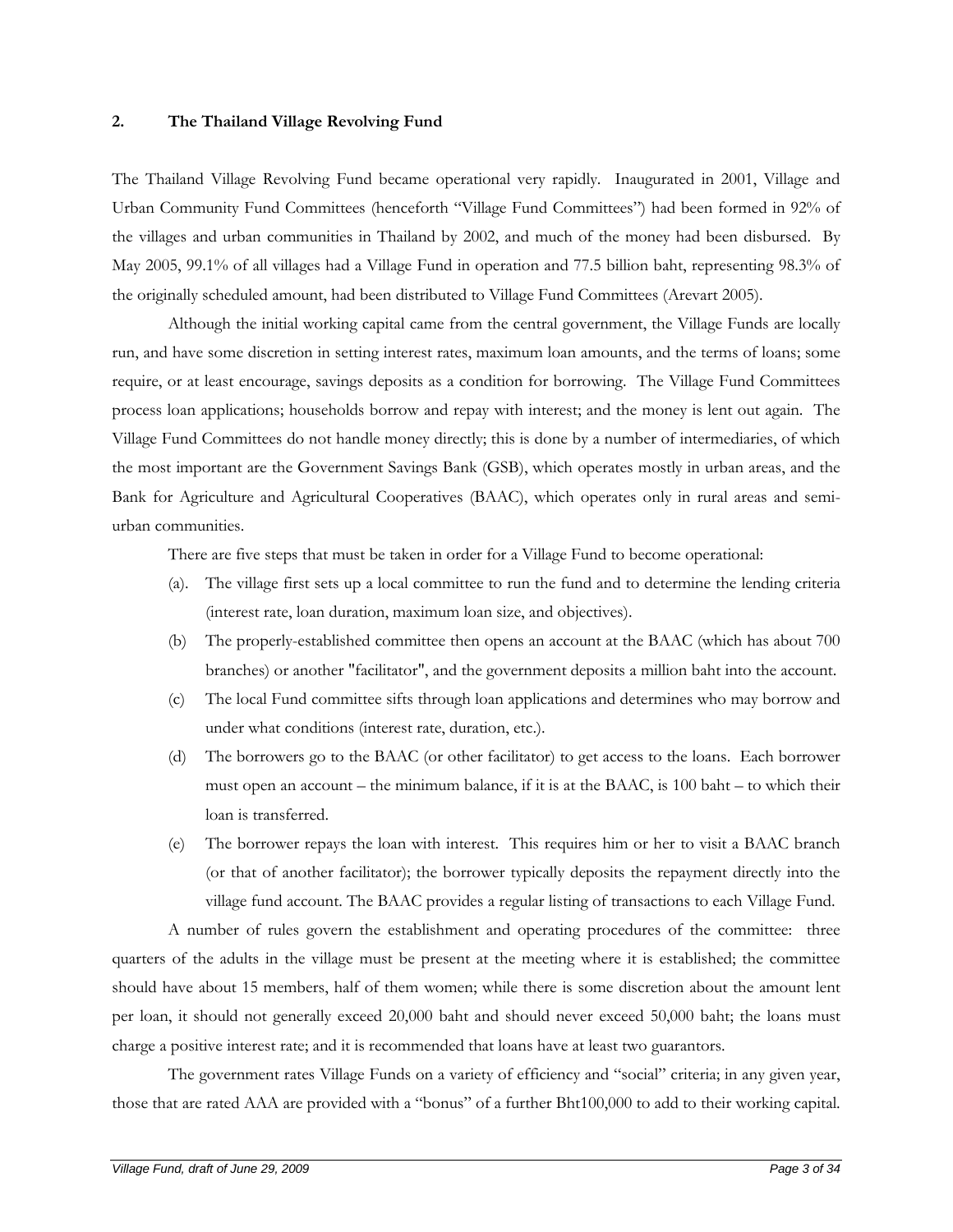## 2. The Thailand Village Revolving Fund

The Thailand Village Revolving Fund became operational very rapidly. Inaugurated in 2001, Village and Urban Community Fund Committees (henceforth "Village Fund Committees") had been formed in 92% of the villages and urban communities in Thailand by 2002, and much of the money had been disbursed. By May 2005, 99.1% of all villages had a Village Fund in operation and 77.5 billion baht, representing 98.3% of the originally scheduled amount, had been distributed to Village Fund Committees (Arevart 2005).

Although the initial working capital came from the central government, the Village Funds are locally run, and have some discretion in setting interest rates, maximum loan amounts, and the terms of loans; some require, or at least encourage, savings deposits as a condition for borrowing. The Village Fund Committees process loan applications; households borrow and repay with interest; and the money is lent out again. The Village Fund Committees do not handle money directly; this is done by a number of intermediaries, of which the most important are the Government Savings Bank (GSB), which operates mostly in urban areas, and the Bank for Agriculture and Agricultural Cooperatives (BAAC), which operates only in rural areas and semi-urban communities.

There are five steps that must be taken in order for a Village Fund to become operational:

(a). The village first sets up a local committee to run the fund and to determine the lending criteria (interest rate, loan duration, maximum loan size, and objectives).

(b) The properly-established committee then opens an account at the BAAC (which has about 700 branches) or another "facilitator", and the government deposits a million baht into the account.

(c) The local Fund committee sifts through loan applications and determines who may borrow and under what conditions (interest rate, duration, etc.).

(d) The borrowers go to the BAAC (or other facilitator) to get access to the loans. Each borrower must open an account – the minimum balance, if it is at the BAAC, is 100 baht – to which their loan is transferred.

(e) The borrower repays the loan with interest. This requires him or her to visit a BAAC branch (or that of another facilitator); the borrower typically deposits the repayment directly into the village fund account. The BAAC provides a regular listing of transactions to each Village Fund.

A number of rules govern the establishment and operating procedures of the committee: three quarters of the adults in the village must be present at the meeting where it is established; the committee should have about 15 members, half of them women; while there is some discretion about the amount lent per loan, it should not generally exceed 20,000 baht and should never exceed 50,000 baht; the loans must charge a positive interest rate; and it is recommended that loans have at least two guarantors.

The government rates Village Funds on a variety of efficiency and "social" criteria; in any given year, those that are rated AAA are provided with a "bonus" of a further Bht100,000 to add to their working capital.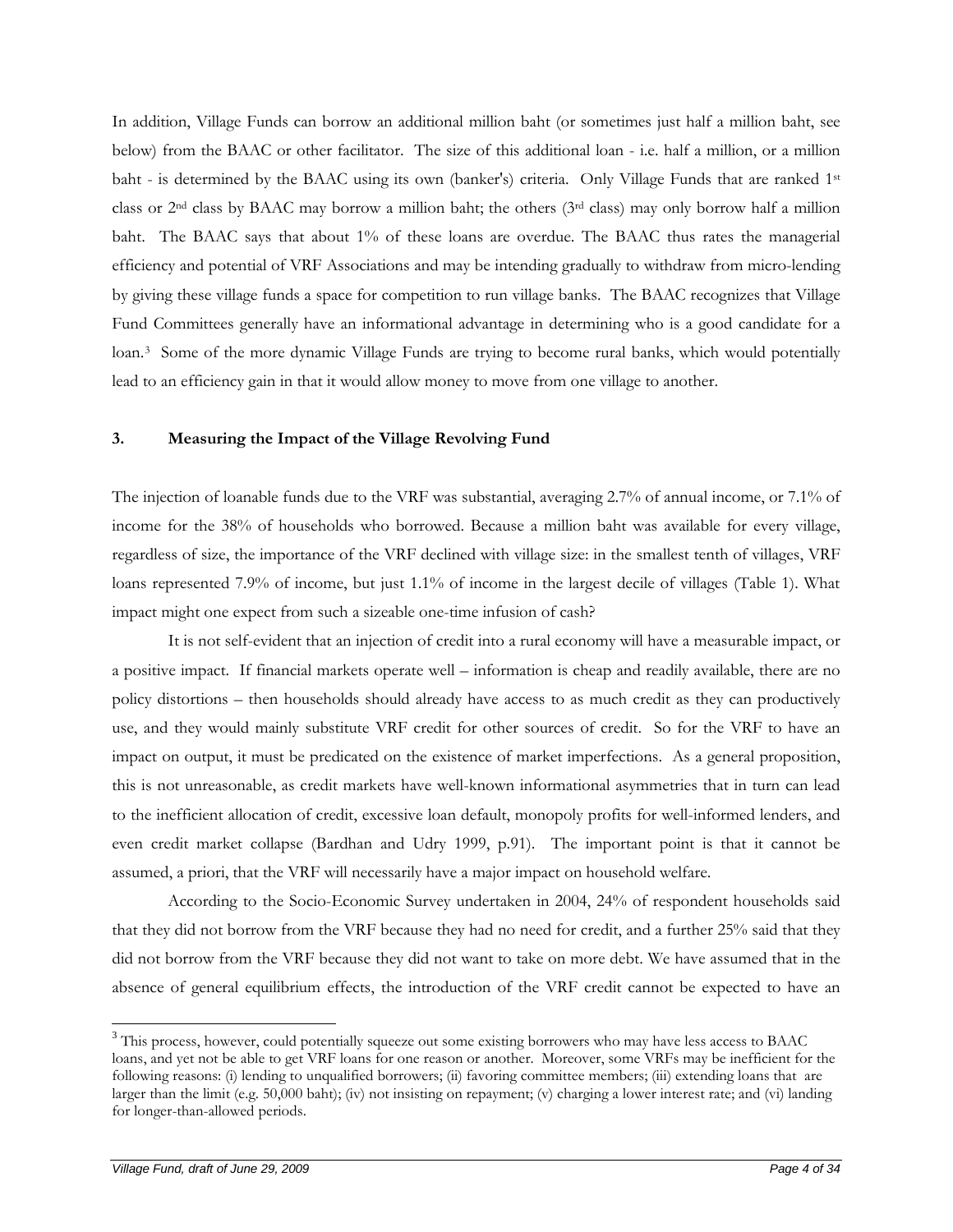In addition, Village Funds can borrow an additional million baht (or sometimes just half a million baht, see below) from the BAAC or other facilitator. The size of this additional loan - i.e. half a million, or a million baht - is determined by the BAAC using its own (banker's) criteria. Only Village Funds that are ranked 1st class or 2nd class by BAAC may borrow a million baht; the others (3rd class) may only borrow half a million baht. The BAAC says that about 1% of these loans are overdue. The BAAC thus rates the managerial efficiency and potential of VRF Associations and may be intending gradually to withdraw from micro-lending by giving these village funds a space for competition to run village banks. The BAAC recognizes that Village Fund Committees generally have an informational advantage in determining who is a good candidate for a loan.[3] Some of the more dynamic Village Funds are trying to become rural banks, which would potentially lead to an efficiency gain in that it would allow money to move from one village to another.

## 3. Measuring the Impact of the Village Revolving Fund

The injection of loanable funds due to the VRF was substantial, averaging 2.7% of annual income, or 7.1% of income for the 38% of households who borrowed. Because a million baht was available for every village, regardless of size, the importance of the VRF declined with village size: in the smallest tenth of villages, VRF loans represented 7.9% of income, but just 1.1% of income in the largest decile of villages (Table 1). What impact might one expect from such a sizeable one-time infusion of cash?

It is not self-evident that an injection of credit into a rural economy will have a measurable impact, or a positive impact. If financial markets operate well – information is cheap and readily available, there are no policy distortions – then households should already have access to as much credit as they can productively use, and they would mainly substitute VRF credit for other sources of credit. So for the VRF to have an impact on output, it must be predicated on the existence of market imperfections. As a general proposition, this is not unreasonable, as credit markets have well-known informational asymmetries that in turn can lead to the inefficient allocation of credit, excessive loan default, monopoly profits for well-informed lenders, and even credit market collapse (Bardhan and Udry 1999, p.91). The important point is that it cannot be assumed, a priori, that the VRF will necessarily have a major impact on household welfare.

According to the Socio-Economic Survey undertaken in 2004, 24% of respondent households said that they did not borrow from the VRF because they had no need for credit, and a further 25% said that they did not borrow from the VRF because they did not want to take on more debt. We have assumed that in the absence of general equilibrium effects, the introduction of the VRF credit cannot be expected to have an

---

[3] This process, however, could potentially squeeze out some existing borrowers who may have less access to BAAC loans, and yet not be able to get VRF loans for one reason or another. Moreover, some VRFs may be inefficient for the following reasons: (i) lending to unqualified borrowers; (ii) favoring committee members; (iii) extending loans that are larger than the limit (e.g. 50,000 baht); (iv) not insisting on repayment; (v) charging a lower interest rate; and (vi) landing for longer-than-allowed periods.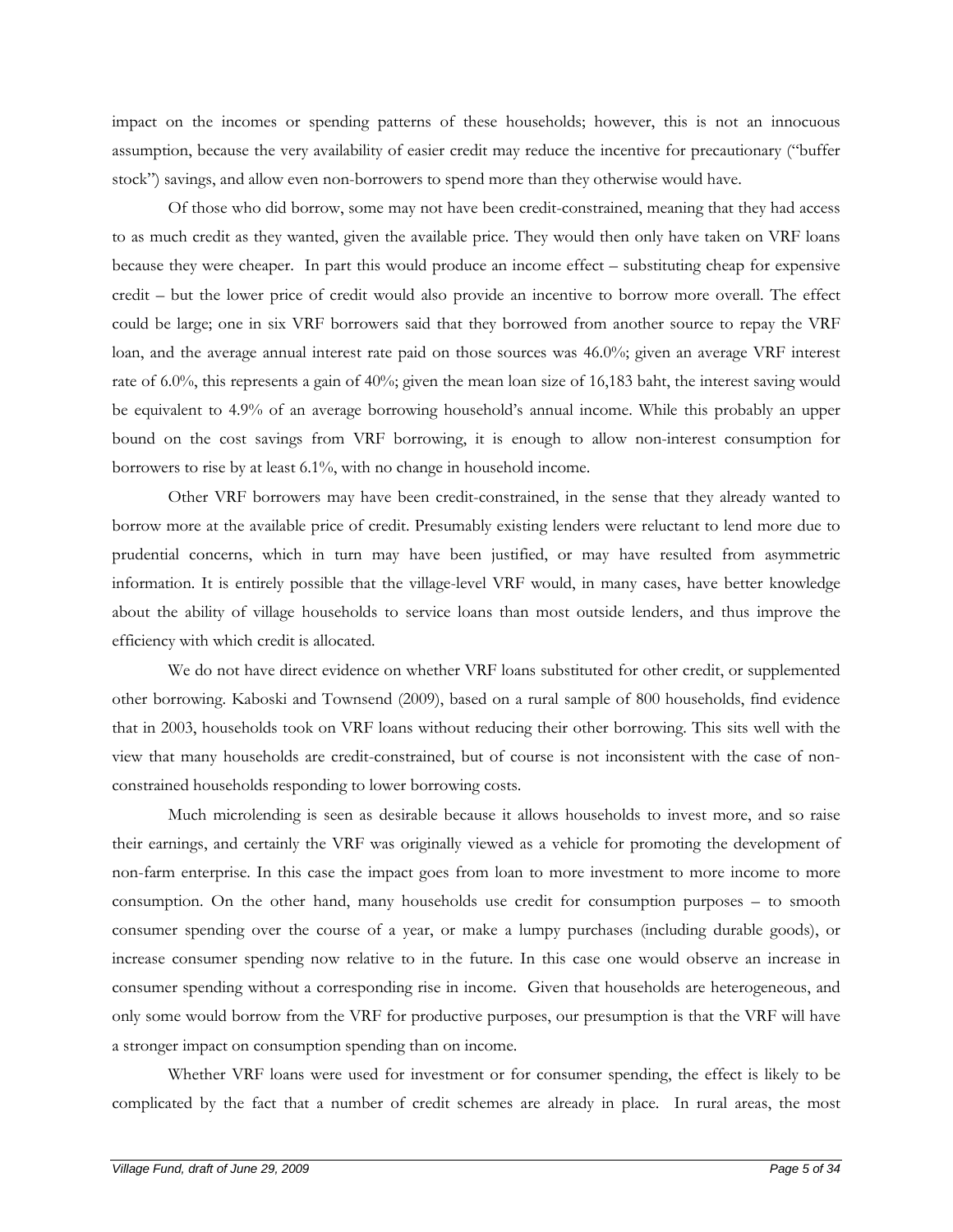impact on the incomes or spending patterns of these households; however, this is not an innocuous assumption, because the very availability of easier credit may reduce the incentive for precautionary ("buffer stock") savings, and allow even non-borrowers to spend more than they otherwise would have.

Of those who did borrow, some may not have been credit-constrained, meaning that they had access to as much credit as they wanted, given the available price. They would then only have taken on VRF loans because they were cheaper. In part this would produce an income effect – substituting cheap for expensive credit – but the lower price of credit would also provide an incentive to borrow more overall. The effect could be large; one in six VRF borrowers said that they borrowed from another source to repay the VRF loan, and the average annual interest rate paid on those sources was 46.0%; given an average VRF interest rate of 6.0%, this represents a gain of 40%; given the mean loan size of 16,183 baht, the interest saving would be equivalent to 4.9% of an average borrowing household's annual income. While this probably an upper bound on the cost savings from VRF borrowing, it is enough to allow non-interest consumption for borrowers to rise by at least 6.1%, with no change in household income.

Other VRF borrowers may have been credit-constrained, in the sense that they already wanted to borrow more at the available price of credit. Presumably existing lenders were reluctant to lend more due to prudential concerns, which in turn may have been justified, or may have resulted from asymmetric information. It is entirely possible that the village-level VRF would, in many cases, have better knowledge about the ability of village households to service loans than most outside lenders, and thus improve the efficiency with which credit is allocated.

We do not have direct evidence on whether VRF loans substituted for other credit, or supplemented other borrowing. Kaboski and Townsend (2009), based on a rural sample of 800 households, find evidence that in 2003, households took on VRF loans without reducing their other borrowing. This sits well with the view that many households are credit-constrained, but of course is not inconsistent with the case of non-constrained households responding to lower borrowing costs.

Much microlending is seen as desirable because it allows households to invest more, and so raise their earnings, and certainly the VRF was originally viewed as a vehicle for promoting the development of non-farm enterprise. In this case the impact goes from loan to more investment to more income to more consumption. On the other hand, many households use credit for consumption purposes – to smooth consumer spending over the course of a year, or make a lumpy purchases (including durable goods), or increase consumer spending now relative to in the future. In this case one would observe an increase in consumer spending without a corresponding rise in income. Given that households are heterogeneous, and only some would borrow from the VRF for productive purposes, our presumption is that the VRF will have a stronger impact on consumption spending than on income.

Whether VRF loans were used for investment or for consumer spending, the effect is likely to be complicated by the fact that a number of credit schemes are already in place. In rural areas, the most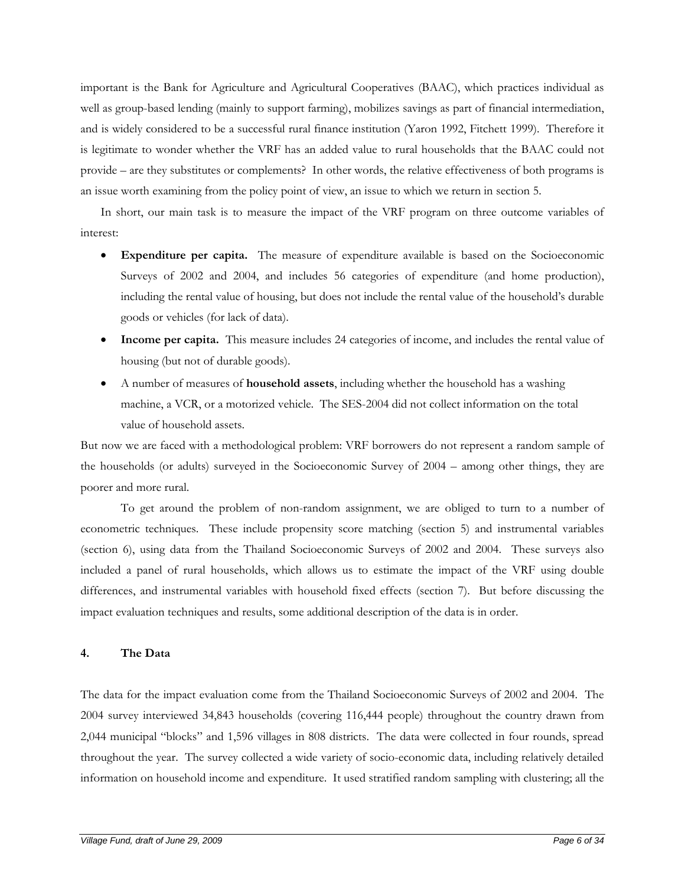important is the Bank for Agriculture and Agricultural Cooperatives (BAAC), which practices individual as well as group-based lending (mainly to support farming), mobilizes savings as part of financial intermediation, and is widely considered to be a successful rural finance institution (Yaron 1992, Fitchett 1999). Therefore it is legitimate to wonder whether the VRF has an added value to rural households that the BAAC could not provide – are they substitutes or complements? In other words, the relative effectiveness of both programs is an issue worth examining from the policy point of view, an issue to which we return in section 5.

In short, our main task is to measure the impact of the VRF program on three outcome variables of interest:

- **Expenditure per capita.** The measure of expenditure available is based on the Socioeconomic Surveys of 2002 and 2004, and includes 56 categories of expenditure (and home production), including the rental value of housing, but does not include the rental value of the household's durable goods or vehicles (for lack of data).
- **Income per capita.** This measure includes 24 categories of income, and includes the rental value of housing (but not of durable goods).
- A number of measures of **household assets**, including whether the household has a washing machine, a VCR, or a motorized vehicle. The SES-2004 did not collect information on the total value of household assets.

But now we are faced with a methodological problem: VRF borrowers do not represent a random sample of the households (or adults) surveyed in the Socioeconomic Survey of 2004 – among other things, they are poorer and more rural.

To get around the problem of non-random assignment, we are obliged to turn to a number of econometric techniques. These include propensity score matching (section 5) and instrumental variables (section 6), using data from the Thailand Socioeconomic Surveys of 2002 and 2004. These surveys also included a panel of rural households, which allows us to estimate the impact of the VRF using double differences, and instrumental variables with household fixed effects (section 7). But before discussing the impact evaluation techniques and results, some additional description of the data is in order.

## 4. The Data

The data for the impact evaluation come from the Thailand Socioeconomic Surveys of 2002 and 2004. The 2004 survey interviewed 34,843 households (covering 116,444 people) throughout the country drawn from 2,044 municipal "blocks" and 1,596 villages in 808 districts. The data were collected in four rounds, spread throughout the year. The survey collected a wide variety of socio-economic data, including relatively detailed information on household income and expenditure. It used stratified random sampling with clustering; all the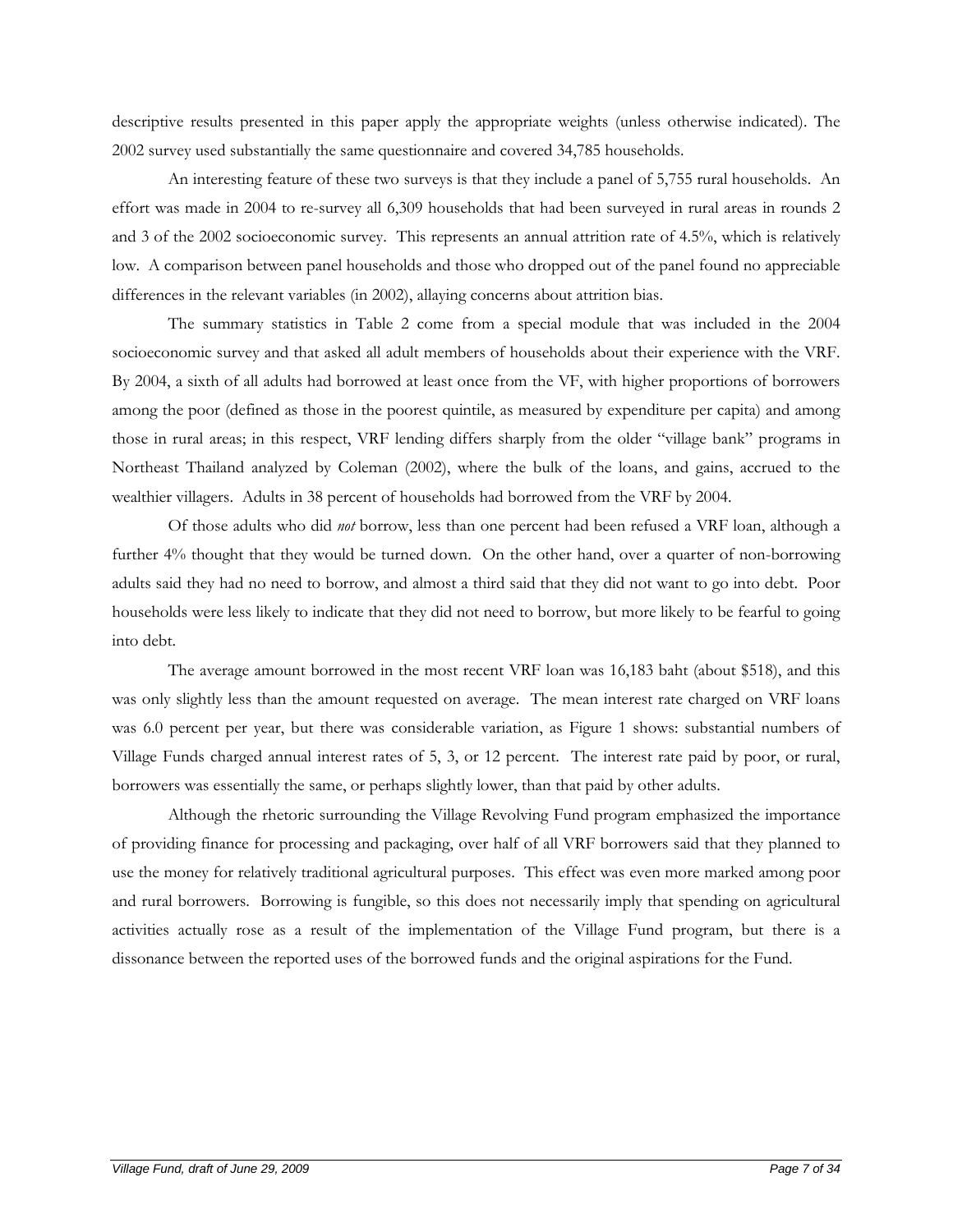descriptive results presented in this paper apply the appropriate weights (unless otherwise indicated). The 2002 survey used substantially the same questionnaire and covered 34,785 households.

An interesting feature of these two surveys is that they include a panel of 5,755 rural households. An effort was made in 2004 to re-survey all 6,309 households that had been surveyed in rural areas in rounds 2 and 3 of the 2002 socioeconomic survey. This represents an annual attrition rate of 4.5%, which is relatively low. A comparison between panel households and those who dropped out of the panel found no appreciable differences in the relevant variables (in 2002), allaying concerns about attrition bias.

The summary statistics in Table 2 come from a special module that was included in the 2004 socioeconomic survey and that asked all adult members of households about their experience with the VRF. By 2004, a sixth of all adults had borrowed at least once from the VF, with higher proportions of borrowers among the poor (defined as those in the poorest quintile, as measured by expenditure per capita) and among those in rural areas; in this respect, VRF lending differs sharply from the older "village bank" programs in Northeast Thailand analyzed by Coleman (2002), where the bulk of the loans, and gains, accrued to the wealthier villagers. Adults in 38 percent of households had borrowed from the VRF by 2004.

Of those adults who did *not* borrow, less than one percent had been refused a VRF loan, although a further 4% thought that they would be turned down. On the other hand, over a quarter of non-borrowing adults said they had no need to borrow, and almost a third said that they did not want to go into debt. Poor households were less likely to indicate that they did not need to borrow, but more likely to be fearful to going into debt.

The average amount borrowed in the most recent VRF loan was 16,183 baht (about $518), and this was only slightly less than the amount requested on average. The mean interest rate charged on VRF loans was 6.0 percent per year, but there was considerable variation, as Figure 1 shows: substantial numbers of Village Funds charged annual interest rates of 5, 3, or 12 percent. The interest rate paid by poor, or rural, borrowers was essentially the same, or perhaps slightly lower, than that paid by other adults.

Although the rhetoric surrounding the Village Revolving Fund program emphasized the importance of providing finance for processing and packaging, over half of all VRF borrowers said that they planned to use the money for relatively traditional agricultural purposes. This effect was even more marked among poor and rural borrowers. Borrowing is fungible, so this does not necessarily imply that spending on agricultural activities actually rose as a result of the implementation of the Village Fund program, but there is a dissonance between the reported uses of the borrowed funds and the original aspirations for the Fund.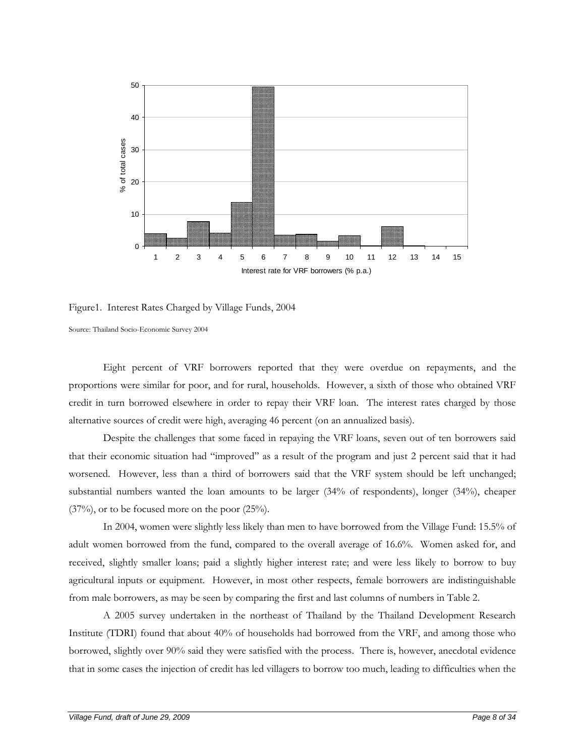Figure1. Interest Rates Charged by Village Funds, 2004

Source: Thailand Socio-Economic Survey 2004

Eight percent of VRF borrowers reported that they were overdue on repayments, and the proportions were similar for poor, and for rural, households. However, a sixth of those who obtained VRF credit in turn borrowed elsewhere in order to repay their VRF loan. The interest rates charged by those alternative sources of credit were high, averaging 46 percent (on an annualized basis).

Despite the challenges that some faced in repaying the VRF loans, seven out of ten borrowers said that their economic situation had "improved" as a result of the program and just 2 percent said that it had worsened. However, less than a third of borrowers said that the VRF system should be left unchanged; substantial numbers wanted the loan amounts to be larger (34% of respondents), longer (34%), cheaper (37%), or to be focused more on the poor (25%).

In 2004, women were slightly less likely than men to have borrowed from the Village Fund: 15.5% of adult women borrowed from the fund, compared to the overall average of 16.6%. Women asked for, and received, slightly smaller loans; paid a slightly higher interest rate; and were less likely to borrow to buy agricultural inputs or equipment. However, in most other respects, female borrowers are indistinguishable from male borrowers, as may be seen by comparing the first and last columns of numbers in Table 2.

A 2005 survey undertaken in the northeast of Thailand by the Thailand Development Research Institute (TDRI) found that about 40% of households had borrowed from the VRF, and among those who borrowed, slightly over 90% said they were satisfied with the process. There is, however, anecdotal evidence that in some cases the injection of credit has led villagers to borrow too much, leading to difficulties when the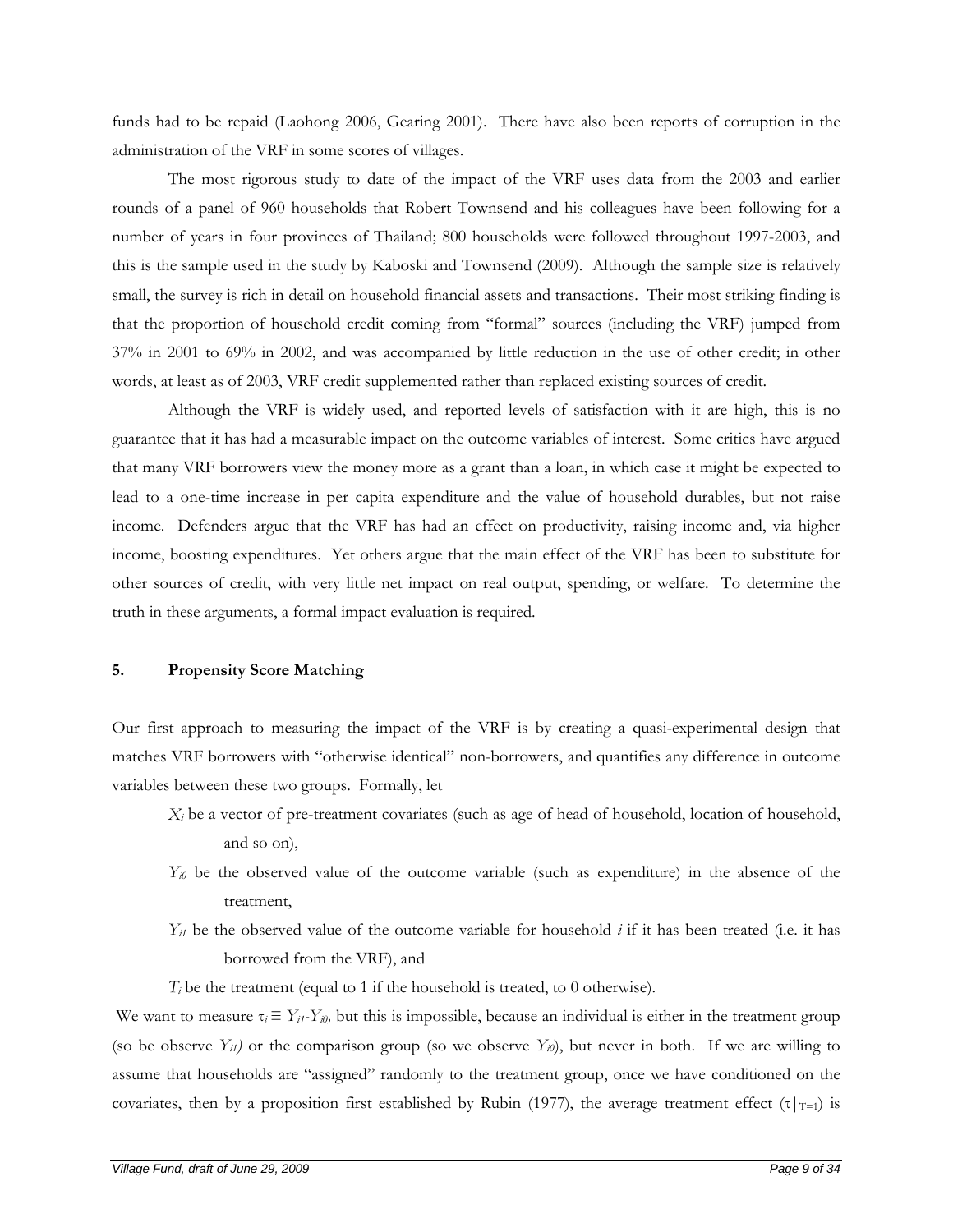funds had to be repaid (Laohong 2006, Gearing 2001). There have also been reports of corruption in the administration of the VRF in some scores of villages.

The most rigorous study to date of the impact of the VRF uses data from the 2003 and earlier rounds of a panel of 960 households that Robert Townsend and his colleagues have been following for a number of years in four provinces of Thailand; 800 households were followed throughout 1997-2003, and this is the sample used in the study by Kaboski and Townsend (2009). Although the sample size is relatively small, the survey is rich in detail on household financial assets and transactions. Their most striking finding is that the proportion of household credit coming from "formal" sources (including the VRF) jumped from 37% in 2001 to 69% in 2002, and was accompanied by little reduction in the use of other credit; in other words, at least as of 2003, VRF credit supplemented rather than replaced existing sources of credit.

Although the VRF is widely used, and reported levels of satisfaction with it are high, this is no guarantee that it has had a measurable impact on the outcome variables of interest. Some critics have argued that many VRF borrowers view the money more as a grant than a loan, in which case it might be expected to lead to a one-time increase in per capita expenditure and the value of household durables, but not raise income. Defenders argue that the VRF has had an effect on productivity, raising income and, via higher income, boosting expenditures. Yet others argue that the main effect of the VRF has been to substitute for other sources of credit, with very little net impact on real output, spending, or welfare. To determine the truth in these arguments, a formal impact evaluation is required.

## 5. Propensity Score Matching

Our first approach to measuring the impact of the VRF is by creating a quasi-experimental design that matches VRF borrowers with "otherwise identical" non-borrowers, and quantifies any difference in outcome variables between these two groups. Formally, let

- $X_i$ be a vector of pre-treatment covariates (such as age of head of household, location of household, and so on),
- $Y_{i0}$ be the observed value of the outcome variable (such as expenditure) in the absence of the treatment,
- $Y_{i1}$ be the observed value of the outcome variable for household $i$ if it has been treated (i.e. it has borrowed from the VRF), and
- $T_i$ be the treatment (equal to 1 if the household is treated, to 0 otherwise).

We want to measure $\tau_i \equiv Y_{i1}-Y_{i0}$, but this is impossible, because an individual is either in the treatment group (so be observe $Y_{i1}$) or the comparison group (so we observe $Y_{i0}$), but never in both. If we are willing to assume that households are "assigned" randomly to the treatment group, once we have conditioned on the covariates, then by a proposition first established by Rubin (1977), the average treatment effect ($\tau|_{T=1}$) is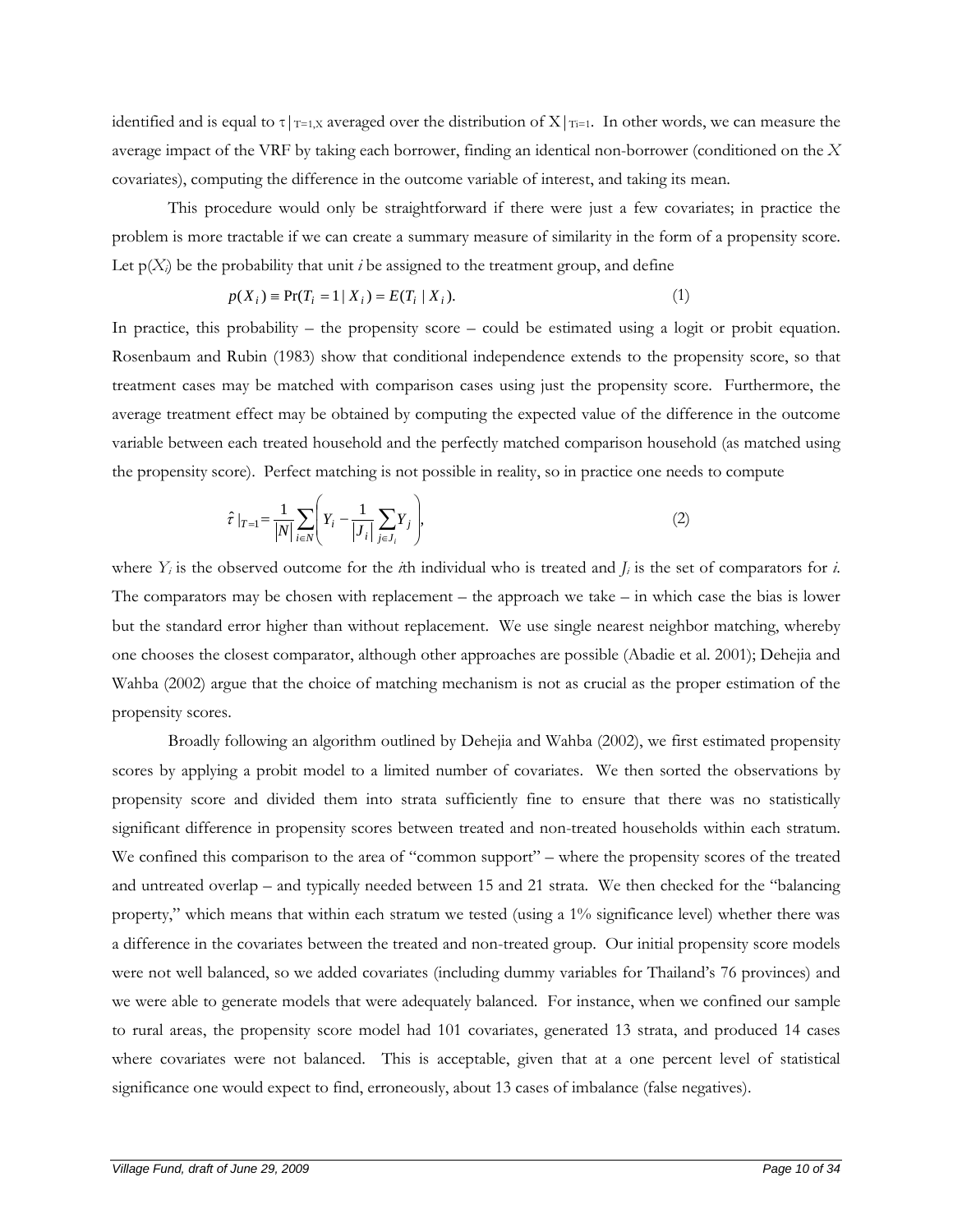identified and is equal to $\tau|_{T=1,X}$ averaged over the distribution of $X|_{T_i=1}$. In other words, we can measure the average impact of the VRF by taking each borrower, finding an identical non-borrower (conditioned on the $X$ covariates), computing the difference in the outcome variable of interest, and taking its mean.

This procedure would only be straightforward if there were just a few covariates; in practice the problem is more tractable if we can create a summary measure of similarity in the form of a propensity score. Let $p(X_i)$ be the probability that unit $i$ be assigned to the treatment group, and define

$$p(X_i) \equiv \Pr(T_i = 1 \mid X_i) = E(T_i \mid X_i). \tag{1}$$

In practice, this probability – the propensity score – could be estimated using a logit or probit equation. Rosenbaum and Rubin (1983) show that conditional independence extends to the propensity score, so that treatment cases may be matched with comparison cases using just the propensity score. Furthermore, the average treatment effect may be obtained by computing the expected value of the difference in the outcome variable between each treated household and the perfectly matched comparison household (as matched using the propensity score). Perfect matching is not possible in reality, so in practice one needs to compute

$$\hat{\tau}|_{T=1} = \frac{1}{|N|}\sum_{i \in N}\left(Y_i - \frac{1}{|J_i|}\sum_{j \in J_i} Y_j\right), \tag{2}$$

where $Y_i$ is the observed outcome for the $i$th individual who is treated and $J_i$ is the set of comparators for $i$. The comparators may be chosen with replacement – the approach we take – in which case the bias is lower but the standard error higher than without replacement. We use single nearest neighbor matching, whereby one chooses the closest comparator, although other approaches are possible (Abadie et al. 2001); Dehejia and Wahba (2002) argue that the choice of matching mechanism is not as crucial as the proper estimation of the propensity scores.

Broadly following an algorithm outlined by Dehejia and Wahba (2002), we first estimated propensity scores by applying a probit model to a limited number of covariates. We then sorted the observations by propensity score and divided them into strata sufficiently fine to ensure that there was no statistically significant difference in propensity scores between treated and non-treated households within each stratum. We confined this comparison to the area of "common support" – where the propensity scores of the treated and untreated overlap – and typically needed between 15 and 21 strata. We then checked for the "balancing property," which means that within each stratum we tested (using a 1% significance level) whether there was a difference in the covariates between the treated and non-treated group. Our initial propensity score models were not well balanced, so we added covariates (including dummy variables for Thailand's 76 provinces) and we were able to generate models that were adequately balanced. For instance, when we confined our sample to rural areas, the propensity score model had 101 covariates, generated 13 strata, and produced 14 cases where covariates were not balanced. This is acceptable, given that at a one percent level of statistical significance one would expect to find, erroneously, about 13 cases of imbalance (false negatives).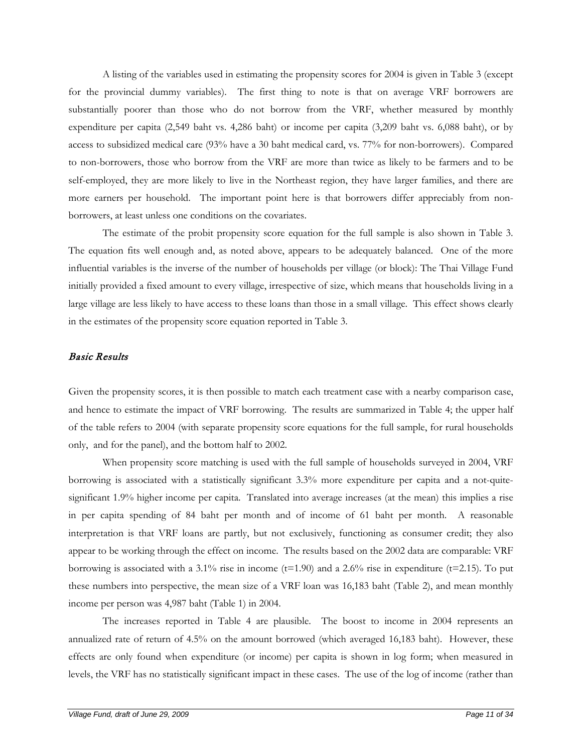A listing of the variables used in estimating the propensity scores for 2004 is given in Table 3 (except for the provincial dummy variables). The first thing to note is that on average VRF borrowers are substantially poorer than those who do not borrow from the VRF, whether measured by monthly expenditure per capita (2,549 baht vs. 4,286 baht) or income per capita (3,209 baht vs. 6,088 baht), or by access to subsidized medical care (93% have a 30 baht medical card, vs. 77% for non-borrowers). Compared to non-borrowers, those who borrow from the VRF are more than twice as likely to be farmers and to be self-employed, they are more likely to live in the Northeast region, they have larger families, and there are more earners per household. The important point here is that borrowers differ appreciably from non-borrowers, at least unless one conditions on the covariates.

The estimate of the probit propensity score equation for the full sample is also shown in Table 3. The equation fits well enough and, as noted above, appears to be adequately balanced. One of the more influential variables is the inverse of the number of households per village (or block): The Thai Village Fund initially provided a fixed amount to every village, irrespective of size, which means that households living in a large village are less likely to have access to these loans than those in a small village. This effect shows clearly in the estimates of the propensity score equation reported in Table 3.

### *Basic Results*

Given the propensity scores, it is then possible to match each treatment case with a nearby comparison case, and hence to estimate the impact of VRF borrowing. The results are summarized in Table 4; the upper half of the table refers to 2004 (with separate propensity score equations for the full sample, for rural households only, and for the panel), and the bottom half to 2002.

When propensity score matching is used with the full sample of households surveyed in 2004, VRF borrowing is associated with a statistically significant 3.3% more expenditure per capita and a not-quite-significant 1.9% higher income per capita. Translated into average increases (at the mean) this implies a rise in per capita spending of 84 baht per month and of income of 61 baht per month. A reasonable interpretation is that VRF loans are partly, but not exclusively, functioning as consumer credit; they also appear to be working through the effect on income. The results based on the 2002 data are comparable: VRF borrowing is associated with a 3.1% rise in income (t=1.90) and a 2.6% rise in expenditure (t=2.15). To put these numbers into perspective, the mean size of a VRF loan was 16,183 baht (Table 2), and mean monthly income per person was 4,987 baht (Table 1) in 2004.

The increases reported in Table 4 are plausible. The boost to income in 2004 represents an annualized rate of return of 4.5% on the amount borrowed (which averaged 16,183 baht). However, these effects are only found when expenditure (or income) per capita is shown in log form; when measured in levels, the VRF has no statistically significant impact in these cases. The use of the log of income (rather than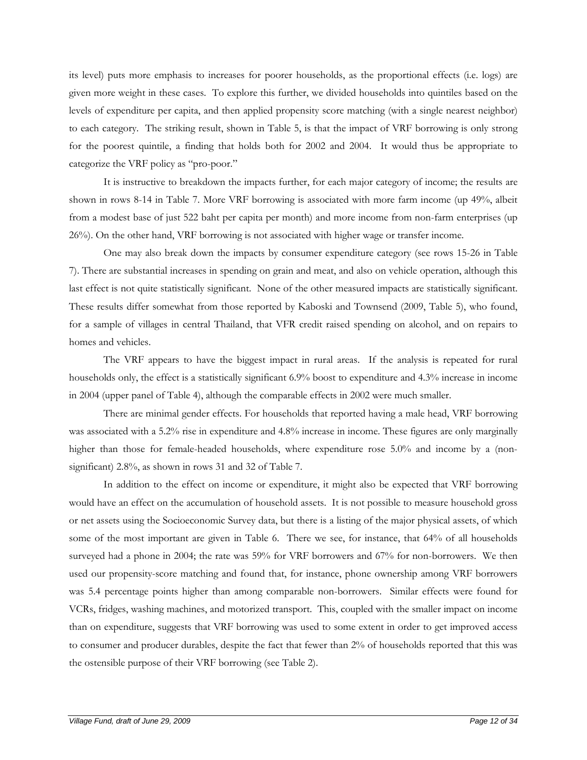its level) puts more emphasis to increases for poorer households, as the proportional effects (i.e. logs) are given more weight in these cases. To explore this further, we divided households into quintiles based on the levels of expenditure per capita, and then applied propensity score matching (with a single nearest neighbor) to each category. The striking result, shown in Table 5, is that the impact of VRF borrowing is only strong for the poorest quintile, a finding that holds both for 2002 and 2004. It would thus be appropriate to categorize the VRF policy as "pro-poor."

It is instructive to breakdown the impacts further, for each major category of income; the results are shown in rows 8-14 in Table 7. More VRF borrowing is associated with more farm income (up 49%, albeit from a modest base of just 522 baht per capita per month) and more income from non-farm enterprises (up 26%). On the other hand, VRF borrowing is not associated with higher wage or transfer income.

One may also break down the impacts by consumer expenditure category (see rows 15-26 in Table 7). There are substantial increases in spending on grain and meat, and also on vehicle operation, although this last effect is not quite statistically significant. None of the other measured impacts are statistically significant. These results differ somewhat from those reported by Kaboski and Townsend (2009, Table 5), who found, for a sample of villages in central Thailand, that VFR credit raised spending on alcohol, and on repairs to homes and vehicles.

The VRF appears to have the biggest impact in rural areas. If the analysis is repeated for rural households only, the effect is a statistically significant 6.9% boost to expenditure and 4.3% increase in income in 2004 (upper panel of Table 4), although the comparable effects in 2002 were much smaller.

There are minimal gender effects. For households that reported having a male head, VRF borrowing was associated with a 5.2% rise in expenditure and 4.8% increase in income. These figures are only marginally higher than those for female-headed households, where expenditure rose 5.0% and income by a (non-significant) 2.8%, as shown in rows 31 and 32 of Table 7.

In addition to the effect on income or expenditure, it might also be expected that VRF borrowing would have an effect on the accumulation of household assets. It is not possible to measure household gross or net assets using the Socioeconomic Survey data, but there is a listing of the major physical assets, of which some of the most important are given in Table 6. There we see, for instance, that 64% of all households surveyed had a phone in 2004; the rate was 59% for VRF borrowers and 67% for non-borrowers. We then used our propensity-score matching and found that, for instance, phone ownership among VRF borrowers was 5.4 percentage points higher than among comparable non-borrowers. Similar effects were found for VCRs, fridges, washing machines, and motorized transport. This, coupled with the smaller impact on income than on expenditure, suggests that VRF borrowing was used to some extent in order to get improved access to consumer and producer durables, despite the fact that fewer than 2% of households reported that this was the ostensible purpose of their VRF borrowing (see Table 2).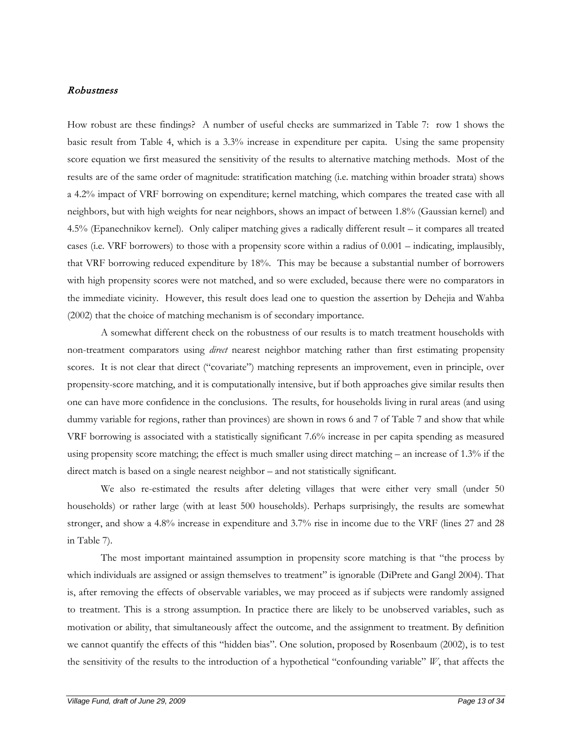### *Robustness*

How robust are these findings? A number of useful checks are summarized in Table 7: row 1 shows the basic result from Table 4, which is a 3.3% increase in expenditure per capita. Using the same propensity score equation we first measured the sensitivity of the results to alternative matching methods. Most of the results are of the same order of magnitude: stratification matching (i.e. matching within broader strata) shows a 4.2% impact of VRF borrowing on expenditure; kernel matching, which compares the treated case with all neighbors, but with high weights for near neighbors, shows an impact of between 1.8% (Gaussian kernel) and 4.5% (Epanechnikov kernel). Only caliper matching gives a radically different result – it compares all treated cases (i.e. VRF borrowers) to those with a propensity score within a radius of 0.001 – indicating, implausibly, that VRF borrowing reduced expenditure by 18%. This may be because a substantial number of borrowers with high propensity scores were not matched, and so were excluded, because there were no comparators in the immediate vicinity. However, this result does lead one to question the assertion by Dehejia and Wahba (2002) that the choice of matching mechanism is of secondary importance.

A somewhat different check on the robustness of our results is to match treatment households with non-treatment comparators using *direct* nearest neighbor matching rather than first estimating propensity scores. It is not clear that direct ("covariate") matching represents an improvement, even in principle, over propensity-score matching, and it is computationally intensive, but if both approaches give similar results then one can have more confidence in the conclusions. The results, for households living in rural areas (and using dummy variable for regions, rather than provinces) are shown in rows 6 and 7 of Table 7 and show that while VRF borrowing is associated with a statistically significant 7.6% increase in per capita spending as measured using propensity score matching; the effect is much smaller using direct matching – an increase of 1.3% if the direct match is based on a single nearest neighbor – and not statistically significant.

We also re-estimated the results after deleting villages that were either very small (under 50 households) or rather large (with at least 500 households). Perhaps surprisingly, the results are somewhat stronger, and show a 4.8% increase in expenditure and 3.7% rise in income due to the VRF (lines 27 and 28 in Table 7).

The most important maintained assumption in propensity score matching is that "the process by which individuals are assigned or assign themselves to treatment" is ignorable (DiPrete and Gangl 2004). That is, after removing the effects of observable variables, we may proceed as if subjects were randomly assigned to treatment. This is a strong assumption. In practice there are likely to be unobserved variables, such as motivation or ability, that simultaneously affect the outcome, and the assignment to treatment. By definition we cannot quantify the effects of this "hidden bias". One solution, proposed by Rosenbaum (2002), is to test the sensitivity of the results to the introduction of a hypothetical "confounding variable" $W$, that affects the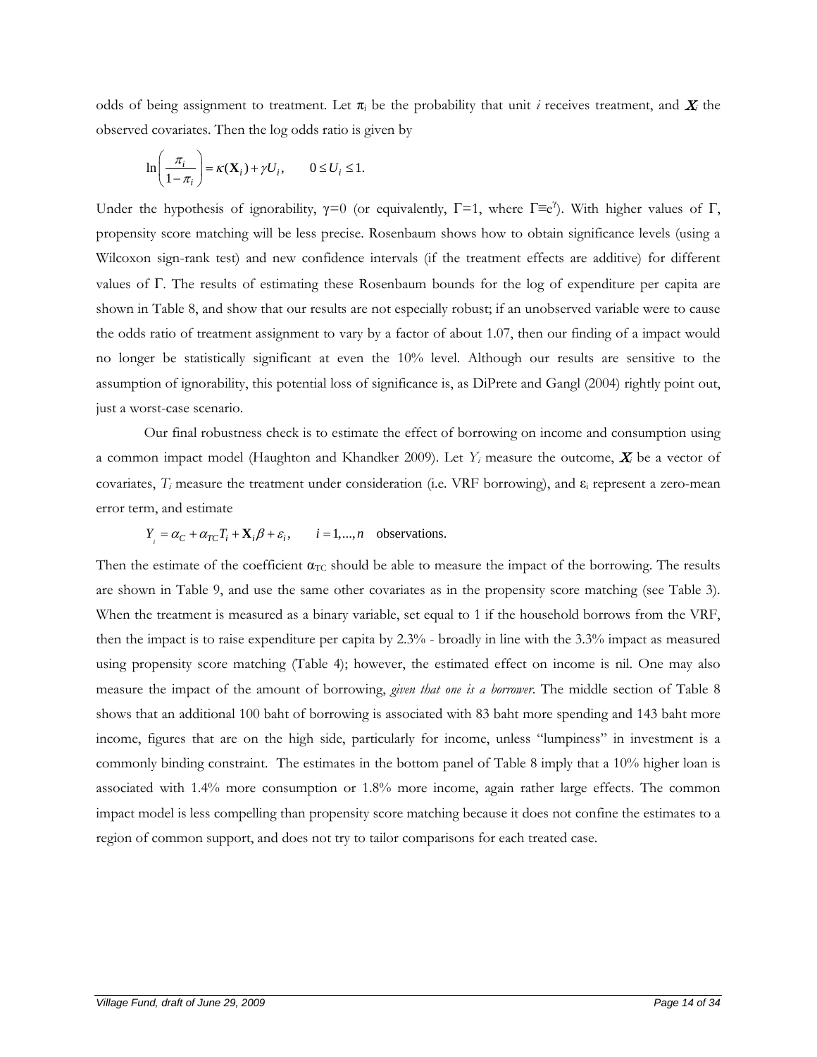odds of being assignment to treatment. Let $\pi_i$ be the probability that unit *i* receives treatment, and $\mathbf{X}_i$ the observed covariates. Then the log odds ratio is given by

$$\ln\left(\frac{\pi_i}{1-\pi_i}\right) = \kappa(\mathbf{X}_i) + \gamma U_i, \qquad 0 \le U_i \le 1.$$

Under the hypothesis of ignorability, $\gamma=0$ (or equivalently, $\Gamma=1$, where $\Gamma \equiv e^{\gamma}$). With higher values of $\Gamma$, propensity score matching will be less precise. Rosenbaum shows how to obtain significance levels (using a Wilcoxon sign-rank test) and new confidence intervals (if the treatment effects are additive) for different values of $\Gamma$. The results of estimating these Rosenbaum bounds for the log of expenditure per capita are shown in Table 8, and show that our results are not especially robust; if an unobserved variable were to cause the odds ratio of treatment assignment to vary by a factor of about 1.07, then our finding of a impact would no longer be statistically significant at even the 10% level. Although our results are sensitive to the assumption of ignorability, this potential loss of significance is, as DiPrete and Gangl (2004) rightly point out, just a worst-case scenario.

Our final robustness check is to estimate the effect of borrowing on income and consumption using a common impact model (Haughton and Khandker 2009). Let $Y_i$ measure the outcome, $\mathbf{X}_i$ be a vector of covariates, $T_i$ measure the treatment under consideration (i.e. VRF borrowing), and $\varepsilon_i$ represent a zero-mean error term, and estimate

$$Y_i = \alpha_C + \alpha_{TC} T_i + \mathbf{X}_i \beta + \varepsilon_i, \qquad i = 1,\ldots,n \quad \text{observations.}$$

Then the estimate of the coefficient $\alpha_{TC}$ should be able to measure the impact of the borrowing. The results are shown in Table 9, and use the same other covariates as in the propensity score matching (see Table 3). When the treatment is measured as a binary variable, set equal to 1 if the household borrows from the VRF, then the impact is to raise expenditure per capita by 2.3% - broadly in line with the 3.3% impact as measured using propensity score matching (Table 4); however, the estimated effect on income is nil. One may also measure the impact of the amount of borrowing, *given that one is a borrower*. The middle section of Table 8 shows that an additional 100 baht of borrowing is associated with 83 baht more spending and 143 baht more income, figures that are on the high side, particularly for income, unless "lumpiness" in investment is a commonly binding constraint. The estimates in the bottom panel of Table 8 imply that a 10% higher loan is associated with 1.4% more consumption or 1.8% more income, again rather large effects. The common impact model is less compelling than propensity score matching because it does not confine the estimates to a region of common support, and does not try to tailor comparisons for each treated case.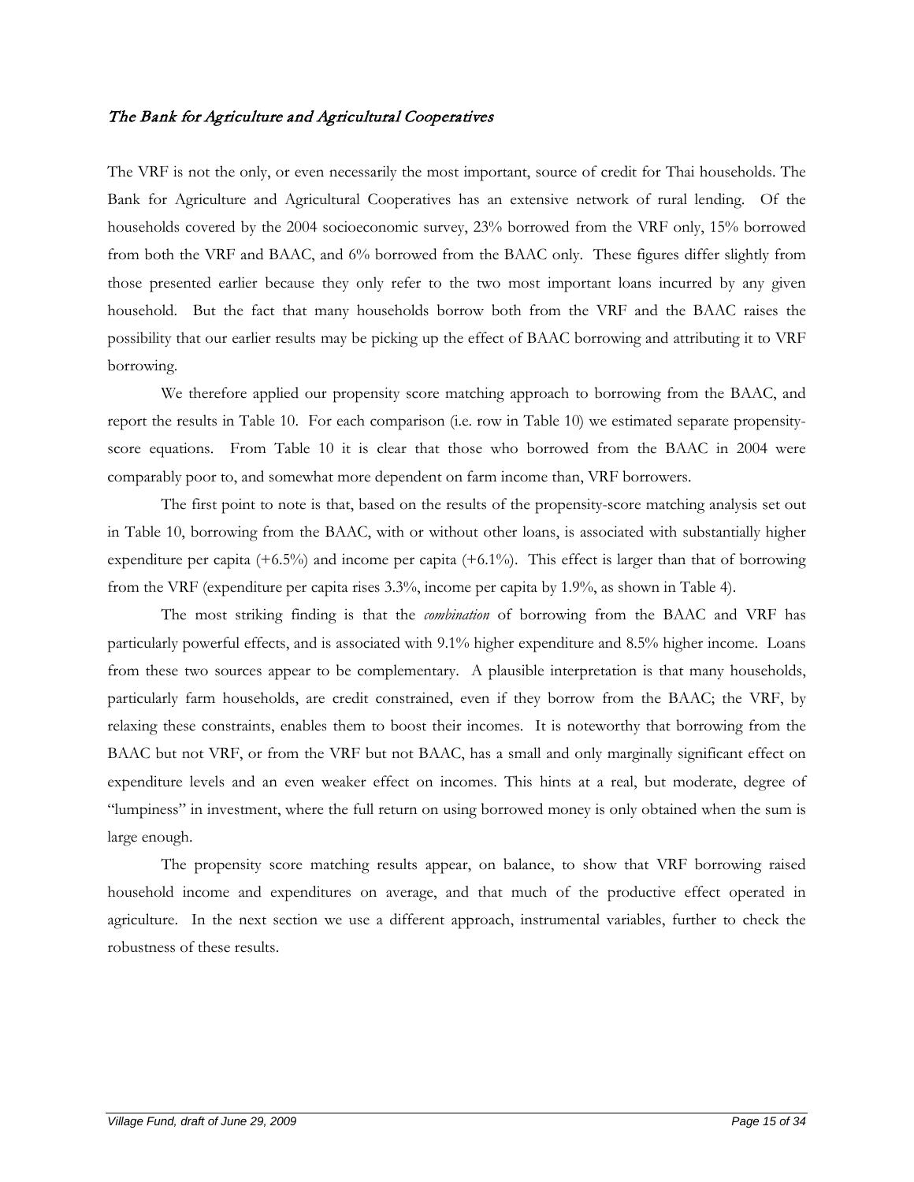### *The Bank for Agriculture and Agricultural Cooperatives*

The VRF is not the only, or even necessarily the most important, source of credit for Thai households. The Bank for Agriculture and Agricultural Cooperatives has an extensive network of rural lending. Of the households covered by the 2004 socioeconomic survey, 23% borrowed from the VRF only, 15% borrowed from both the VRF and BAAC, and 6% borrowed from the BAAC only. These figures differ slightly from those presented earlier because they only refer to the two most important loans incurred by any given household. But the fact that many households borrow both from the VRF and the BAAC raises the possibility that our earlier results may be picking up the effect of BAAC borrowing and attributing it to VRF borrowing.

We therefore applied our propensity score matching approach to borrowing from the BAAC, and report the results in Table 10. For each comparison (i.e. row in Table 10) we estimated separate propensity-score equations. From Table 10 it is clear that those who borrowed from the BAAC in 2004 were comparably poor to, and somewhat more dependent on farm income than, VRF borrowers.

The first point to note is that, based on the results of the propensity-score matching analysis set out in Table 10, borrowing from the BAAC, with or without other loans, is associated with substantially higher expenditure per capita (+6.5%) and income per capita (+6.1%). This effect is larger than that of borrowing from the VRF (expenditure per capita rises 3.3%, income per capita by 1.9%, as shown in Table 4).

The most striking finding is that the *combination* of borrowing from the BAAC and VRF has particularly powerful effects, and is associated with 9.1% higher expenditure and 8.5% higher income. Loans from these two sources appear to be complementary. A plausible interpretation is that many households, particularly farm households, are credit constrained, even if they borrow from the BAAC; the VRF, by relaxing these constraints, enables them to boost their incomes. It is noteworthy that borrowing from the BAAC but not VRF, or from the VRF but not BAAC, has a small and only marginally significant effect on expenditure levels and an even weaker effect on incomes. This hints at a real, but moderate, degree of "lumpiness" in investment, where the full return on using borrowed money is only obtained when the sum is large enough.

The propensity score matching results appear, on balance, to show that VRF borrowing raised household income and expenditures on average, and that much of the productive effect operated in agriculture. In the next section we use a different approach, instrumental variables, further to check the robustness of these results.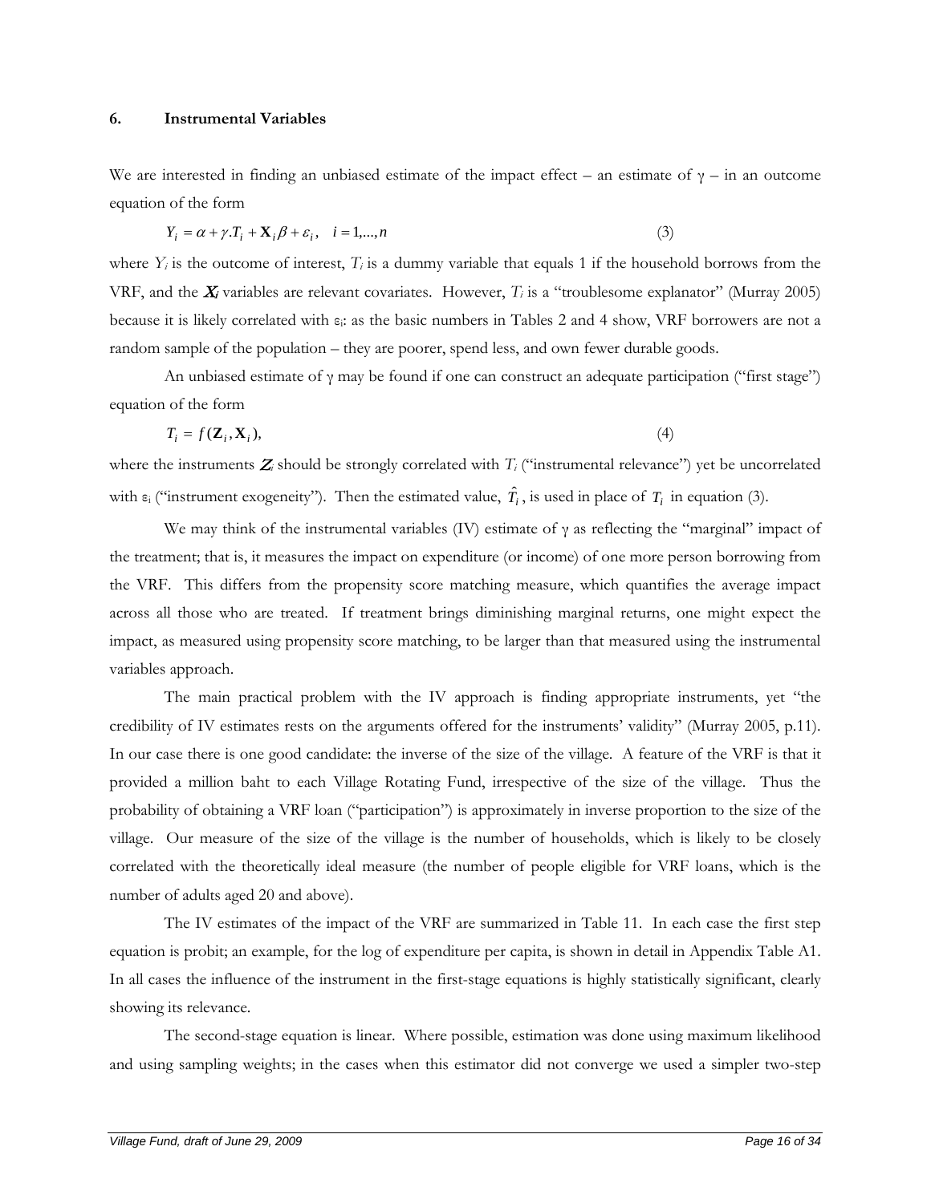## 6. Instrumental Variables

We are interested in finding an unbiased estimate of the impact effect – an estimate of γ – in an outcome equation of the form

$$Y_i = \alpha + \gamma . T_i + \mathbf{X}_i \beta + \varepsilon_i, \quad i = 1,...,n \tag{3}$$

where $Y_i$ is the outcome of interest, $T_i$ is a dummy variable that equals 1 if the household borrows from the VRF, and the $\boldsymbol{X_i}$ variables are relevant covariates. However, $T_i$ is a "troublesome explanator" (Murray 2005) because it is likely correlated with $\varepsilon_i$: as the basic numbers in Tables 2 and 4 show, VRF borrowers are not a random sample of the population – they are poorer, spend less, and own fewer durable goods.

An unbiased estimate of γ may be found if one can construct an adequate participation ("first stage") equation of the form

$$T_i = f(\mathbf{Z}_i, \mathbf{X}_i), \tag{4}$$

where the instruments $\boldsymbol{Z_i}$ should be strongly correlated with $T_i$ ("instrumental relevance") yet be uncorrelated with $\varepsilon_i$ ("instrument exogeneity"). Then the estimated value, $\hat{T}_i$, is used in place of $T_i$ in equation (3).

We may think of the instrumental variables (IV) estimate of γ as reflecting the "marginal" impact of the treatment; that is, it measures the impact on expenditure (or income) of one more person borrowing from the VRF. This differs from the propensity score matching measure, which quantifies the average impact across all those who are treated. If treatment brings diminishing marginal returns, one might expect the impact, as measured using propensity score matching, to be larger than that measured using the instrumental variables approach.

The main practical problem with the IV approach is finding appropriate instruments, yet "the credibility of IV estimates rests on the arguments offered for the instruments' validity" (Murray 2005, p.11). In our case there is one good candidate: the inverse of the size of the village. A feature of the VRF is that it provided a million baht to each Village Rotating Fund, irrespective of the size of the village. Thus the probability of obtaining a VRF loan ("participation") is approximately in inverse proportion to the size of the village. Our measure of the size of the village is the number of households, which is likely to be closely correlated with the theoretically ideal measure (the number of people eligible for VRF loans, which is the number of adults aged 20 and above).

The IV estimates of the impact of the VRF are summarized in Table 11. In each case the first step equation is probit; an example, for the log of expenditure per capita, is shown in detail in Appendix Table A1. In all cases the influence of the instrument in the first-stage equations is highly statistically significant, clearly showing its relevance.

The second-stage equation is linear. Where possible, estimation was done using maximum likelihood and using sampling weights; in the cases when this estimator did not converge we used a simpler two-step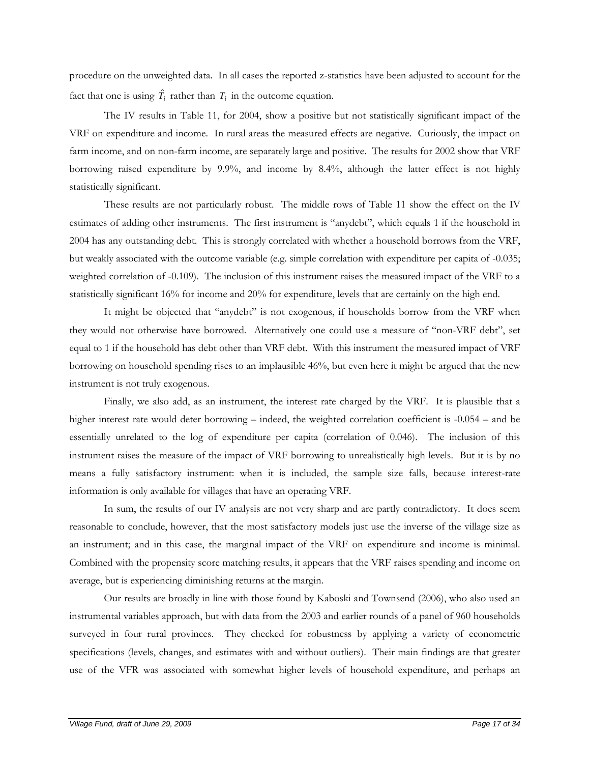procedure on the unweighted data. In all cases the reported z-statistics have been adjusted to account for the fact that one is using $\hat{T}_i$ rather than $T_i$ in the outcome equation.

The IV results in Table 11, for 2004, show a positive but not statistically significant impact of the VRF on expenditure and income. In rural areas the measured effects are negative. Curiously, the impact on farm income, and on non-farm income, are separately large and positive. The results for 2002 show that VRF borrowing raised expenditure by 9.9%, and income by 8.4%, although the latter effect is not highly statistically significant.

These results are not particularly robust. The middle rows of Table 11 show the effect on the IV estimates of adding other instruments. The first instrument is "anydebt", which equals 1 if the household in 2004 has any outstanding debt. This is strongly correlated with whether a household borrows from the VRF, but weakly associated with the outcome variable (e.g. simple correlation with expenditure per capita of -0.035; weighted correlation of -0.109). The inclusion of this instrument raises the measured impact of the VRF to a statistically significant 16% for income and 20% for expenditure, levels that are certainly on the high end.

It might be objected that "anydebt" is not exogenous, if households borrow from the VRF when they would not otherwise have borrowed. Alternatively one could use a measure of "non-VRF debt", set equal to 1 if the household has debt other than VRF debt. With this instrument the measured impact of VRF borrowing on household spending rises to an implausible 46%, but even here it might be argued that the new instrument is not truly exogenous.

Finally, we also add, as an instrument, the interest rate charged by the VRF. It is plausible that a higher interest rate would deter borrowing – indeed, the weighted correlation coefficient is -0.054 – and be essentially unrelated to the log of expenditure per capita (correlation of 0.046). The inclusion of this instrument raises the measure of the impact of VRF borrowing to unrealistically high levels. But it is by no means a fully satisfactory instrument: when it is included, the sample size falls, because interest-rate information is only available for villages that have an operating VRF.

In sum, the results of our IV analysis are not very sharp and are partly contradictory. It does seem reasonable to conclude, however, that the most satisfactory models just use the inverse of the village size as an instrument; and in this case, the marginal impact of the VRF on expenditure and income is minimal. Combined with the propensity score matching results, it appears that the VRF raises spending and income on average, but is experiencing diminishing returns at the margin.

Our results are broadly in line with those found by Kaboski and Townsend (2006), who also used an instrumental variables approach, but with data from the 2003 and earlier rounds of a panel of 960 households surveyed in four rural provinces. They checked for robustness by applying a variety of econometric specifications (levels, changes, and estimates with and without outliers). Their main findings are that greater use of the VFR was associated with somewhat higher levels of household expenditure, and perhaps an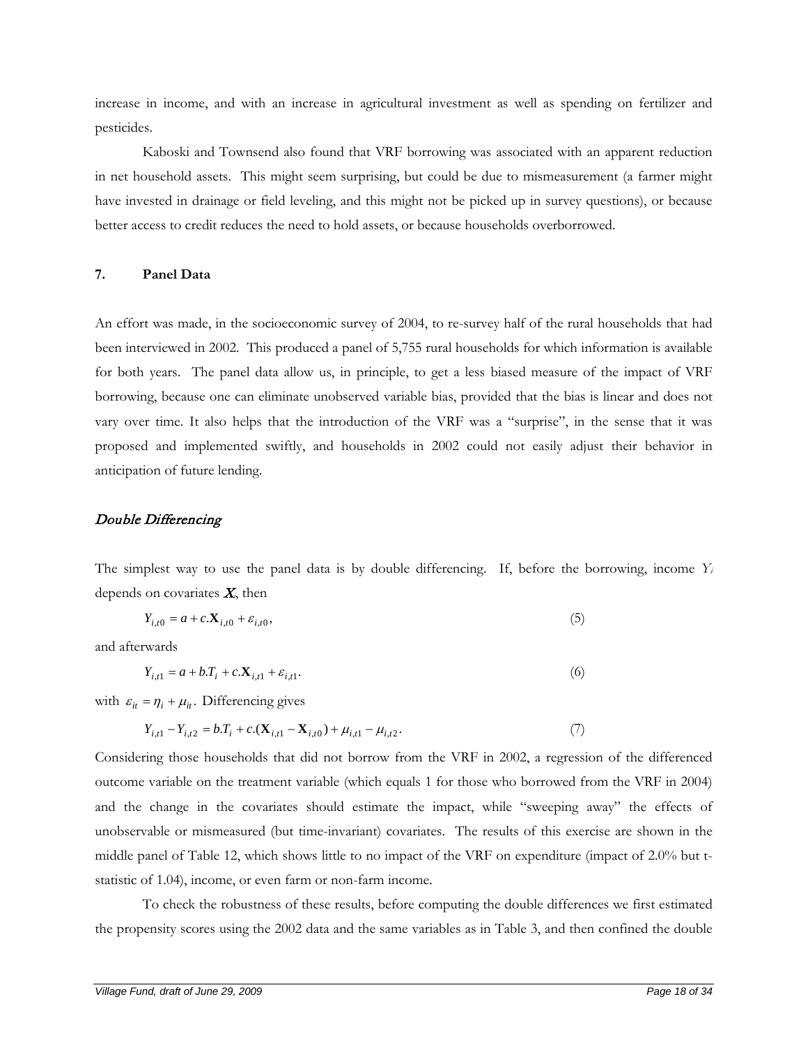increase in income, and with an increase in agricultural investment as well as spending on fertilizer and pesticides.

Kaboski and Townsend also found that VRF borrowing was associated with an apparent reduction in net household assets. This might seem surprising, but could be due to mismeasurement (a farmer might have invested in drainage or field leveling, and this might not be picked up in survey questions), or because better access to credit reduces the need to hold assets, or because households overborrowed.

## 7. Panel Data

An effort was made, in the socioeconomic survey of 2004, to re-survey half of the rural households that had been interviewed in 2002. This produced a panel of 5,755 rural households for which information is available for both years. The panel data allow us, in principle, to get a less biased measure of the impact of VRF borrowing, because one can eliminate unobserved variable bias, provided that the bias is linear and does not vary over time. It also helps that the introduction of the VRF was a "surprise", in the sense that it was proposed and implemented swiftly, and households in 2002 could not easily adjust their behavior in anticipation of future lending.

### *Double Differencing*

The simplest way to use the panel data is by double differencing. If, before the borrowing, income $Y_i$ depends on covariates $\mathbf{X}_i$, then

$$Y_{i,t0} = a + c.\mathbf{X}_{i,t0} + \varepsilon_{i,t0}, \tag{5}$$

and afterwards

$$Y_{i,t1} = a + b.T_i + c.\mathbf{X}_{i,t1} + \varepsilon_{i,t1}. \tag{6}$$

with $\varepsilon_{it} = \eta_i + \mu_{it}$. Differencing gives

$$Y_{i,t1} - Y_{i,t2} = b.T_i + c.(\mathbf{X}_{i,t1} - \mathbf{X}_{i,t0}) + \mu_{i,t1} - \mu_{i,t2}. \tag{7}$$

Considering those households that did not borrow from the VRF in 2002, a regression of the differenced outcome variable on the treatment variable (which equals 1 for those who borrowed from the VRF in 2004) and the change in the covariates should estimate the impact, while "sweeping away" the effects of unobservable or mismeasured (but time-invariant) covariates. The results of this exercise are shown in the middle panel of Table 12, which shows little to no impact of the VRF on expenditure (impact of 2.0% but t-statistic of 1.04), income, or even farm or non-farm income.

To check the robustness of these results, before computing the double differences we first estimated the propensity scores using the 2002 data and the same variables as in Table 3, and then confined the double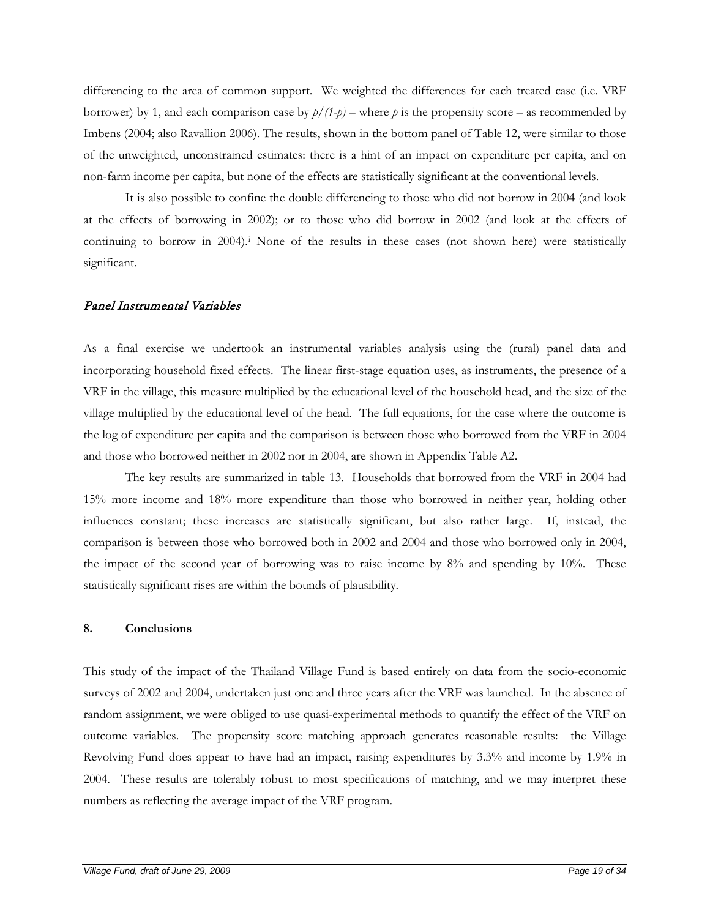differencing to the area of common support. We weighted the differences for each treated case (i.e. VRF borrower) by 1, and each comparison case by $p/(1-p)$ – where $p$ is the propensity score – as recommended by Imbens (2004; also Ravallion 2006). The results, shown in the bottom panel of Table 12, were similar to those of the unweighted, unconstrained estimates: there is a hint of an impact on expenditure per capita, and on non-farm income per capita, but none of the effects are statistically significant at the conventional levels.

It is also possible to confine the double differencing to those who did not borrow in 2004 (and look at the effects of borrowing in 2002); or to those who did borrow in 2002 (and look at the effects of continuing to borrow in 2004).[i] None of the results in these cases (not shown here) were statistically significant.

### *Panel Instrumental Variables*

As a final exercise we undertook an instrumental variables analysis using the (rural) panel data and incorporating household fixed effects. The linear first-stage equation uses, as instruments, the presence of a VRF in the village, this measure multiplied by the educational level of the household head, and the size of the village multiplied by the educational level of the head. The full equations, for the case where the outcome is the log of expenditure per capita and the comparison is between those who borrowed from the VRF in 2004 and those who borrowed neither in 2002 nor in 2004, are shown in Appendix Table A2.

The key results are summarized in table 13. Households that borrowed from the VRF in 2004 had 15% more income and 18% more expenditure than those who borrowed in neither year, holding other influences constant; these increases are statistically significant, but also rather large. If, instead, the comparison is between those who borrowed both in 2002 and 2004 and those who borrowed only in 2004, the impact of the second year of borrowing was to raise income by 8% and spending by 10%. These statistically significant rises are within the bounds of plausibility.

## 8. Conclusions

This study of the impact of the Thailand Village Fund is based entirely on data from the socio-economic surveys of 2002 and 2004, undertaken just one and three years after the VRF was launched. In the absence of random assignment, we were obliged to use quasi-experimental methods to quantify the effect of the VRF on outcome variables. The propensity score matching approach generates reasonable results: the Village Revolving Fund does appear to have had an impact, raising expenditures by 3.3% and income by 1.9% in 2004. These results are tolerably robust to most specifications of matching, and we may interpret these numbers as reflecting the average impact of the VRF program.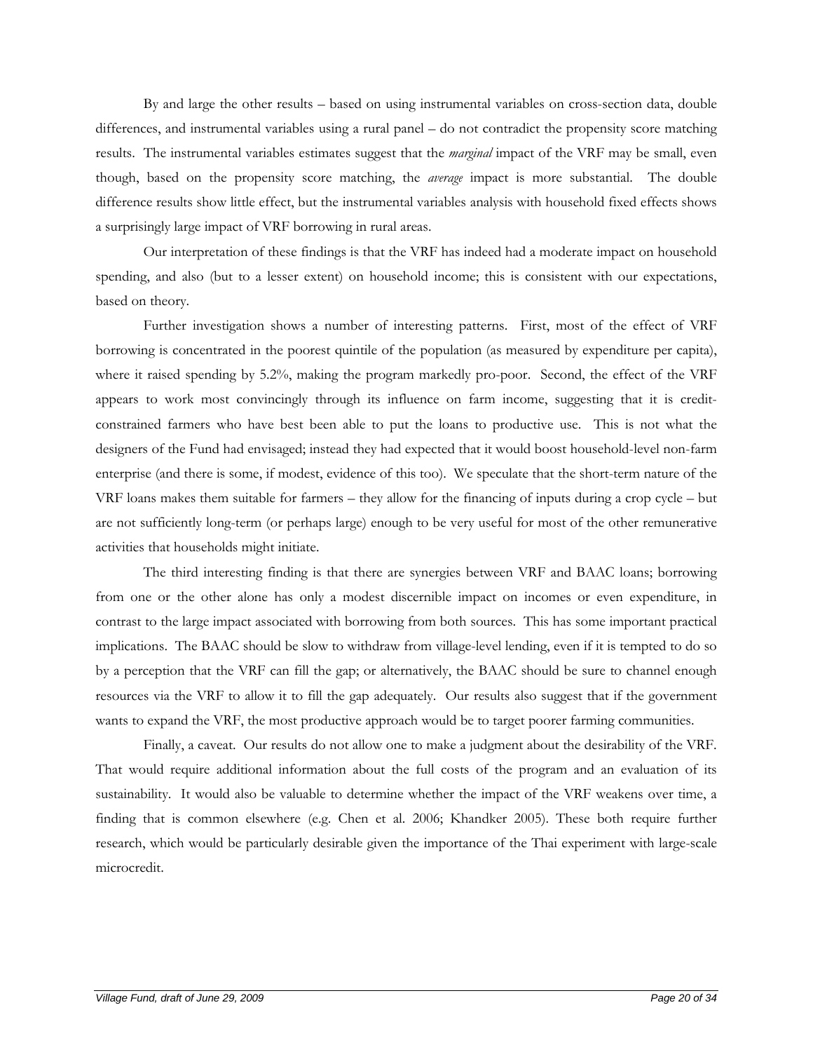By and large the other results – based on using instrumental variables on cross-section data, double differences, and instrumental variables using a rural panel – do not contradict the propensity score matching results. The instrumental variables estimates suggest that the *marginal* impact of the VRF may be small, even though, based on the propensity score matching, the *average* impact is more substantial. The double difference results show little effect, but the instrumental variables analysis with household fixed effects shows a surprisingly large impact of VRF borrowing in rural areas.

Our interpretation of these findings is that the VRF has indeed had a moderate impact on household spending, and also (but to a lesser extent) on household income; this is consistent with our expectations, based on theory.

Further investigation shows a number of interesting patterns. First, most of the effect of VRF borrowing is concentrated in the poorest quintile of the population (as measured by expenditure per capita), where it raised spending by 5.2%, making the program markedly pro-poor. Second, the effect of the VRF appears to work most convincingly through its influence on farm income, suggesting that it is credit-constrained farmers who have best been able to put the loans to productive use. This is not what the designers of the Fund had envisaged; instead they had expected that it would boost household-level non-farm enterprise (and there is some, if modest, evidence of this too). We speculate that the short-term nature of the VRF loans makes them suitable for farmers – they allow for the financing of inputs during a crop cycle – but are not sufficiently long-term (or perhaps large) enough to be very useful for most of the other remunerative activities that households might initiate.

The third interesting finding is that there are synergies between VRF and BAAC loans; borrowing from one or the other alone has only a modest discernible impact on incomes or even expenditure, in contrast to the large impact associated with borrowing from both sources. This has some important practical implications. The BAAC should be slow to withdraw from village-level lending, even if it is tempted to do so by a perception that the VRF can fill the gap; or alternatively, the BAAC should be sure to channel enough resources via the VRF to allow it to fill the gap adequately. Our results also suggest that if the government wants to expand the VRF, the most productive approach would be to target poorer farming communities.

Finally, a caveat. Our results do not allow one to make a judgment about the desirability of the VRF. That would require additional information about the full costs of the program and an evaluation of its sustainability. It would also be valuable to determine whether the impact of the VRF weakens over time, a finding that is common elsewhere (e.g. Chen et al. 2006; Khandker 2005). These both require further research, which would be particularly desirable given the importance of the Thai experiment with large-scale microcredit.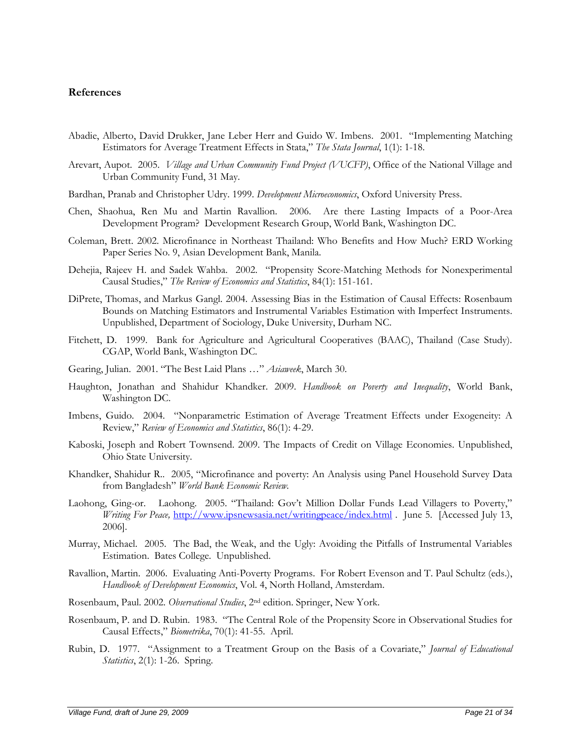## References

Abadie, Alberto, David Drukker, Jane Leber Herr and Guido W. Imbens. 2001. "Implementing Matching Estimators for Average Treatment Effects in Stata," *The Stata Journal*, 1(1): 1-18.

Arevart, Aupot. 2005. *Village and Urban Community Fund Project (VUCFP)*, Office of the National Village and Urban Community Fund, 31 May.

Bardhan, Pranab and Christopher Udry. 1999. *Development Microeconomics*, Oxford University Press.

Chen, Shaohua, Ren Mu and Martin Ravallion. 2006. Are there Lasting Impacts of a Poor-Area Development Program? Development Research Group, World Bank, Washington DC.

Coleman, Brett. 2002. Microfinance in Northeast Thailand: Who Benefits and How Much? ERD Working Paper Series No. 9, Asian Development Bank, Manila.

Dehejia, Rajeev H. and Sadek Wahba. 2002. "Propensity Score-Matching Methods for Nonexperimental Causal Studies," *The Review of Economics and Statistics*, 84(1): 151-161.

DiPrete, Thomas, and Markus Gangl. 2004. Assessing Bias in the Estimation of Causal Effects: Rosenbaum Bounds on Matching Estimators and Instrumental Variables Estimation with Imperfect Instruments. Unpublished, Department of Sociology, Duke University, Durham NC.

Fitchett, D. 1999. Bank for Agriculture and Agricultural Cooperatives (BAAC), Thailand (Case Study). CGAP, World Bank, Washington DC.

Gearing, Julian. 2001. "The Best Laid Plans …" *Asiaweek*, March 30.

Haughton, Jonathan and Shahidur Khandker. 2009. *Handbook on Poverty and Inequality*, World Bank, Washington DC.

Imbens, Guido. 2004. "Nonparametric Estimation of Average Treatment Effects under Exogeneity: A Review," *Review of Economics and Statistics*, 86(1): 4-29.

Kaboski, Joseph and Robert Townsend. 2009. The Impacts of Credit on Village Economies. Unpublished, Ohio State University.

Khandker, Shahidur R.. 2005, "Microfinance and poverty: An Analysis using Panel Household Survey Data from Bangladesh" *World Bank Economic Review.*

Laohong, Ging-or. Laohong. 2005. "Thailand: Gov't Million Dollar Funds Lead Villagers to Poverty," *Writing For Peace,* http://www.ipsnewsasia.net/writingpeace/index.html . June 5. [Accessed July 13, 2006].

Murray, Michael. 2005. The Bad, the Weak, and the Ugly: Avoiding the Pitfalls of Instrumental Variables Estimation. Bates College. Unpublished.

Ravallion, Martin. 2006. Evaluating Anti-Poverty Programs. For Robert Evenson and T. Paul Schultz (eds.), *Handbook of Development Economics*, Vol. 4, North Holland, Amsterdam.

Rosenbaum, Paul. 2002. *Observational Studies*, 2nd edition. Springer, New York.

Rosenbaum, P. and D. Rubin. 1983. "The Central Role of the Propensity Score in Observational Studies for Causal Effects," *Biometrika*, 70(1): 41-55. April.

Rubin, D. 1977. "Assignment to a Treatment Group on the Basis of a Covariate," *Journal of Educational Statistics*, 2(1): 1-26. Spring.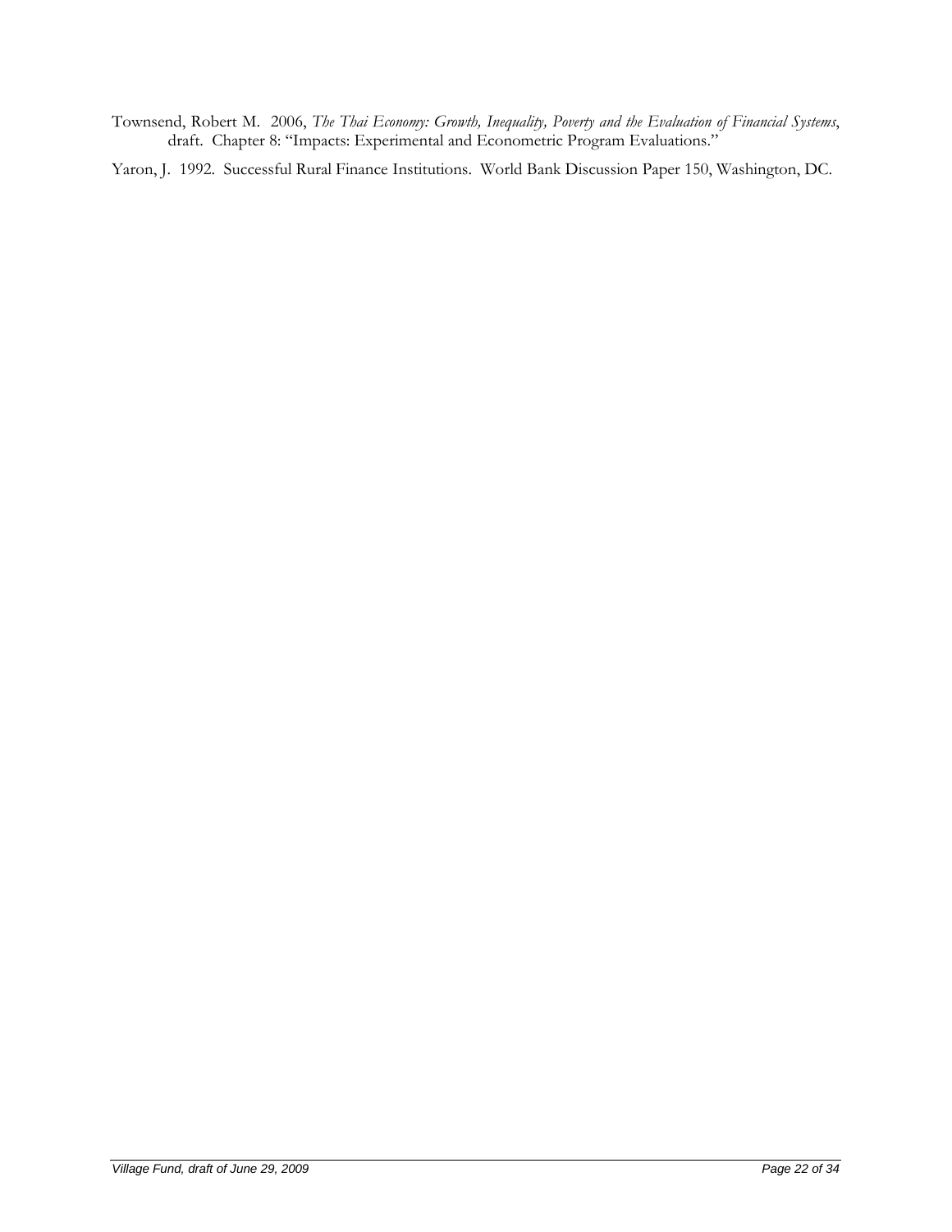Townsend, Robert M. 2006, *The Thai Economy: Growth, Inequality, Poverty and the Evaluation of Financial Systems*, draft. Chapter 8: "Impacts: Experimental and Econometric Program Evaluations."

Yaron, J. 1992. Successful Rural Finance Institutions. World Bank Discussion Paper 150, Washington, DC.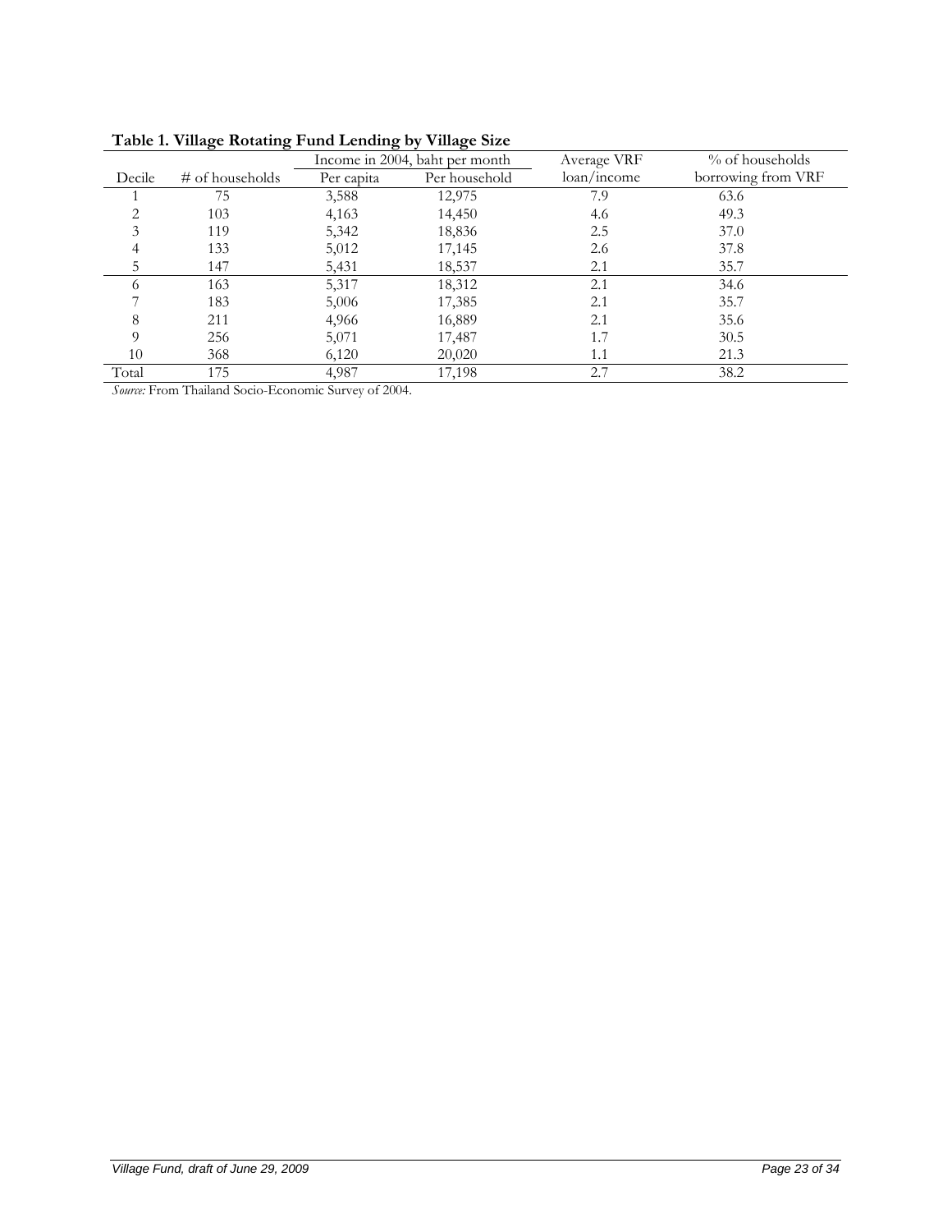**Table 1. Village Rotating Fund Lending by Village Size**

| Decile | # of households | Income in 2004, baht per month | | Average VRF | % of households |
|---|---|---|---|---|---|
| | | Per capita | Per household | loan/income | borrowing from VRF |
| 1 | 75 | 3,588 | 12,975 | 7.9 | 63.6 |
| 2 | 103 | 4,163 | 14,450 | 4.6 | 49.3 |
| 3 | 119 | 5,342 | 18,836 | 2.5 | 37.0 |
| 4 | 133 | 5,012 | 17,145 | 2.6 | 37.8 |
| 5 | 147 | 5,431 | 18,537 | 2.1 | 35.7 |
| 6 | 163 | 5,317 | 18,312 | 2.1 | 34.6 |
| 7 | 183 | 5,006 | 17,385 | 2.1 | 35.7 |
| 8 | 211 | 4,966 | 16,889 | 2.1 | 35.6 |
| 9 | 256 | 5,071 | 17,487 | 1.7 | 30.5 |
| 10 | 368 | 6,120 | 20,020 | 1.1 | 21.3 |
| Total | 175 | 4,987 | 17,198 | 2.7 | 38.2 |

*Source:* From Thailand Socio-Economic Survey of 2004.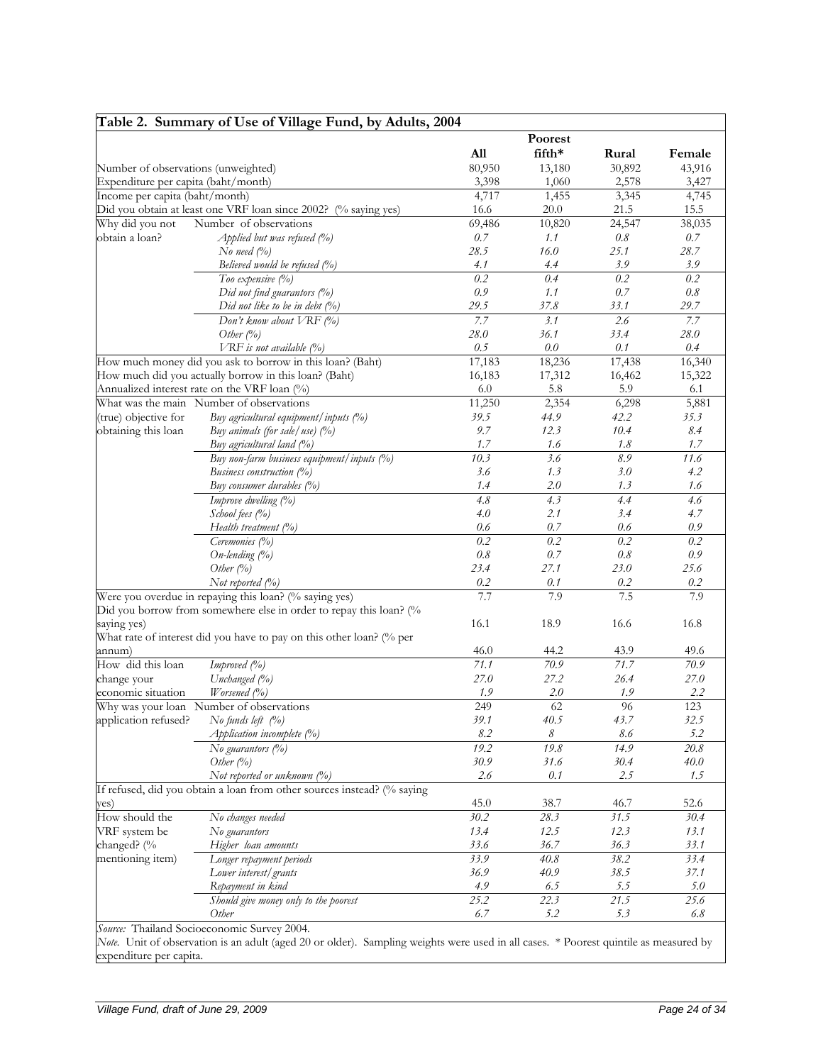**Table 2. Summary of Use of Village Fund, by Adults, 2004**

| | | All | Poorest fifth* | Rural | Female |
|---|---|---|---|---|---|
| Number of observations (unweighted) | | 80,950 | 13,180 | 30,892 | 43,916 |
| Expenditure per capita (baht/month) | | 3,398 | 1,060 | 2,578 | 3,427 |
| Income per capita (baht/month) | | 4,717 | 1,455 | 3,345 | 4,745 |
| Did you obtain at least one VRF loan since 2002? (% saying yes) | | 16.6 | 20.0 | 21.5 | 15.5 |
| Why did you not obtain a loan? | Number of observations | 69,486 | 10,820 | 24,547 | 38,035 |
| | *Applied but was refused (%)* | *0.7* | *1.1* | *0.8* | *0.7* |
| | *No need (%)* | *28.5* | *16.0* | *25.1* | *28.7* |
| | *Believed would be refused (%)* | *4.1* | *4.4* | *3.9* | *3.9* |
| | *Too expensive (%)* | *0.2* | *0.4* | *0.2* | *0.2* |
| | *Did not find guarantors (%)* | *0.9* | *1.1* | *0.7* | *0.8* |
| | *Did not like to be in debt (%)* | *29.5* | *37.8* | *33.1* | *29.7* |
| | *Don't know about VRF (%)* | *7.7* | *3.1* | *2.6* | *7.7* |
| | *Other (%)* | *28.0* | *36.1* | *33.4* | *28.0* |
| | *VRF is not available (%)* | *0.5* | *0.0* | *0.1* | *0.4* |
| How much money did you ask to borrow in this loan? (Baht) | | 17,183 | 18,236 | 17,438 | 16,340 |
| How much did you actually borrow in this loan? (Baht) | | 16,183 | 17,312 | 16,462 | 15,322 |
| Annualized interest rate on the VRF loan (%) | | 6.0 | 5.8 | 5.9 | 6.1 |
| What was the main (true) objective for obtaining this loan | Number of observations | 11,250 | 2,354 | 6,298 | 5,881 |
| | *Buy agricultural equipment/inputs (%)* | *39.5* | *44.9* | *42.2* | *35.3* |
| | *Buy animals (for sale/use) (%)* | *9.7* | *12.3* | *10.4* | *8.4* |
| | *Buy agricultural land (%)* | *1.7* | *1.6* | *1.8* | *1.7* |
| | *Buy non-farm business equipment/inputs (%)* | *10.3* | *3.6* | *8.9* | *11.6* |
| | *Business construction (%)* | *3.6* | *1.3* | *3.0* | *4.2* |
| | *Buy consumer durables (%)* | *1.4* | *2.0* | *1.3* | *1.6* |
| | *Improve dwelling (%)* | *4.8* | *4.3* | *4.4* | *4.6* |
| | *School fees (%)* | *4.0* | *2.1* | *3.4* | *4.7* |
| | *Health treatment (%)* | *0.6* | *0.7* | *0.6* | *0.9* |
| | *Ceremonies (%)* | *0.2* | *0.2* | *0.2* | *0.2* |
| | *On-lending (%)* | *0.8* | *0.7* | *0.8* | *0.9* |
| | *Other (%)* | *23.4* | *27.1* | *23.0* | *25.6* |
| | *Not reported (%)* | *0.2* | *0.1* | *0.2* | *0.2* |
| Were you overdue in repaying this loan? (% saying yes) | | 7.7 | 7.9 | 7.5 | 7.9 |
| Did you borrow from somewhere else in order to repay this loan? (% saying yes) | | 16.1 | 18.9 | 16.6 | 16.8 |
| What rate of interest did you have to pay on this other loan? (% per annum) | | 46.0 | 44.2 | 43.9 | 49.6 |
| How did this loan change your economic situation | *Improved (%)* | *71.1* | *70.9* | *71.7* | *70.9* |
| | *Unchanged (%)* | *27.0* | *27.2* | *26.4* | *27.0* |
| | *Worsened (%)* | *1.9* | *2.0* | *1.9* | *2.2* |
| Why was your loan application refused? | Number of observations | 249 | 62 | 96 | 123 |
| | *No funds left (%)* | *39.1* | *40.5* | *43.7* | *32.5* |
| | *Application incomplete (%)* | *8.2* | *8* | *8.6* | *5.2* |
| | *No guarantors (%)* | *19.2* | *19.8* | *14.9* | *20.8* |
| | *Other (%)* | *30.9* | *31.6* | *30.4* | *40.0* |
| | *Not reported or unknown (%)* | *2.6* | *0.1* | *2.5* | *1.5* |
| If refused, did you obtain a loan from other sources instead? (% saying yes) | | 45.0 | 38.7 | 46.7 | 52.6 |
| How should the VRF system be changed? (% mentioning item) | *No changes needed* | *30.2* | *28.3* | *31.5* | *30.4* |
| | *No guarantors* | *13.4* | *12.5* | *12.3* | *13.1* |
| | *Higher loan amounts* | *33.6* | *36.7* | *36.3* | *33.1* |
| | *Longer repayment periods* | *33.9* | *40.8* | *38.2* | *33.4* |
| | *Lower interest/grants* | *36.9* | *40.9* | *38.5* | *37.1* |
| | *Repayment in kind* | *4.9* | *6.5* | *5.5* | *5.0* |
| | *Should give money only to the poorest* | *25.2* | *22.3* | *21.5* | *25.6* |
| | *Other* | *6.7* | *5.2* | *5.3* | *6.8* |

*Source:* Thailand Socioeconomic Survey 2004.
*Note.* Unit of observation is an adult (aged 20 or older). Sampling weights were used in all cases. * Poorest quintile as measured by expenditure per capita.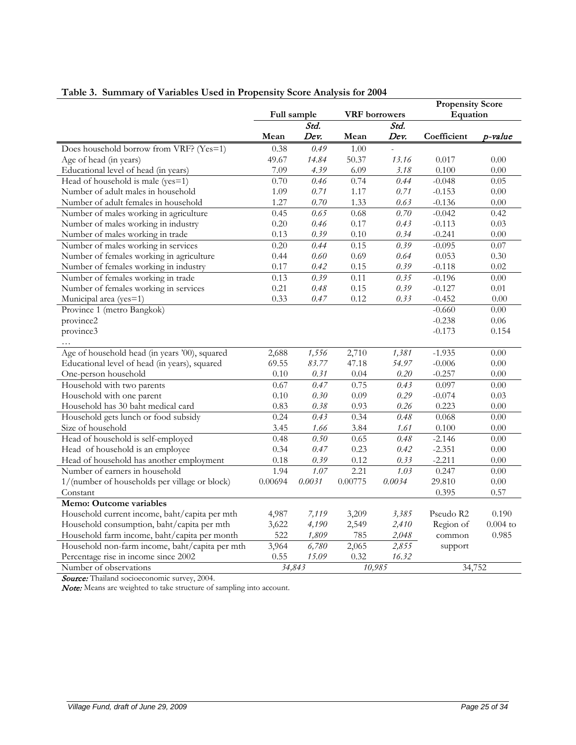**Table 3. Summary of Variables Used in Propensity Score Analysis for 2004**

| | Full sample | | VRF borrowers | | Propensity Score Equation | |
|---|---|---|---|---|---|---|
| | Mean | *Std. Dev.* | Mean | *Std. Dev.* | Coefficient | *p-value* |
| Does household borrow from VRF? (Yes=1) | 0.38 | *0.49* | 1.00 | - | | |
| Age of head (in years) | 49.67 | *14.84* | 50.37 | *13.16* | 0.017 | 0.00 |
| Educational level of head (in years) | 7.09 | *4.39* | 6.09 | *3.18* | 0.100 | 0.00 |
| Head of household is male (yes=1) | 0.70 | *0.46* | 0.74 | *0.44* | -0.048 | 0.05 |
| Number of adult males in household | 1.09 | *0.71* | 1.17 | *0.71* | -0.153 | 0.00 |
| Number of adult females in household | 1.27 | *0.70* | 1.33 | *0.63* | -0.136 | 0.00 |
| Number of males working in agriculture | 0.45 | *0.65* | 0.68 | *0.70* | -0.042 | 0.42 |
| Number of males working in industry | 0.20 | *0.46* | 0.17 | *0.43* | -0.113 | 0.03 |
| Number of males working in trade | 0.13 | *0.39* | 0.10 | *0.34* | -0.241 | 0.00 |
| Number of males working in services | 0.20 | *0.44* | 0.15 | *0.39* | -0.095 | 0.07 |
| Number of females working in agriculture | 0.44 | *0.60* | 0.69 | *0.64* | 0.053 | 0.30 |
| Number of females working in industry | 0.17 | *0.42* | 0.15 | *0.39* | -0.118 | 0.02 |
| Number of females working in trade | 0.13 | *0.39* | 0.11 | *0.35* | -0.196 | 0.00 |
| Number of females working in services | 0.21 | *0.48* | 0.15 | *0.39* | -0.127 | 0.01 |
| Municipal area (yes=1) | 0.33 | *0.47* | 0.12 | *0.33* | -0.452 | 0.00 |
| Province 1 (metro Bangkok) | | | | | -0.660 | 0.00 |
| province2 | | | | | -0.238 | 0.06 |
| province3 | | | | | -0.173 | 0.154 |
| … | | | | | | |
| Age of household head (in years '00), squared | 2,688 | *1,556* | 2,710 | *1,381* | -1.935 | 0.00 |
| Educational level of head (in years), squared | 69.55 | *83.77* | 47.18 | *54.97* | -0.006 | 0.00 |
| One-person household | 0.10 | *0.31* | 0.04 | *0.20* | -0.257 | 0.00 |
| Household with two parents | 0.67 | *0.47* | 0.75 | *0.43* | 0.097 | 0.00 |
| Household with one parent | 0.10 | *0.30* | 0.09 | *0.29* | -0.074 | 0.03 |
| Household has 30 baht medical card | 0.83 | *0.38* | 0.93 | *0.26* | 0.223 | 0.00 |
| Household gets lunch or food subsidy | 0.24 | *0.43* | 0.34 | *0.48* | 0.068 | 0.00 |
| Size of household | 3.45 | *1.66* | 3.84 | *1.61* | 0.100 | 0.00 |
| Head of household is self-employed | 0.48 | *0.50* | 0.65 | *0.48* | -2.146 | 0.00 |
| Head of household is an employee | 0.34 | *0.47* | 0.23 | *0.42* | -2.351 | 0.00 |
| Head of household has another employment | 0.18 | *0.39* | 0.12 | *0.33* | -2.211 | 0.00 |
| Number of earners in household | 1.94 | *1.07* | 2.21 | *1.03* | 0.247 | 0.00 |
| 1/(number of households per village or block) | 0.00694 | *0.0031* | 0.00775 | *0.0034* | 29.810 | 0.00 |
| Constant | | | | | 0.395 | 0.57 |
| **Memo: Outcome variables** | | | | | | |
| Household current income, baht/capita per mth | 4,987 | *7,119* | 3,209 | *3,385* | Pseudo R2 | 0.190 |
| Household consumption, baht/capita per mth | 3,622 | *4,190* | 2,549 | *2,410* | Region of common support | 0.004 to 0.985 |
| Household farm income, baht/capita per month | 522 | *1,809* | 785 | *2,048* | | |
| Household non-farm income, baht/capita per mth | 3,964 | *6,780* | 2,065 | *2,855* | | |
| Percentage rise in income since 2002 | 0.55 | *15.09* | 0.32 | *16.32* | | |
| Number of observations | *34,843* | | *10,985* | | 34,752 | |

***Source:*** Thailand socioeconomic survey, 2004.

***Note:*** Means are weighted to take structure of sampling into account.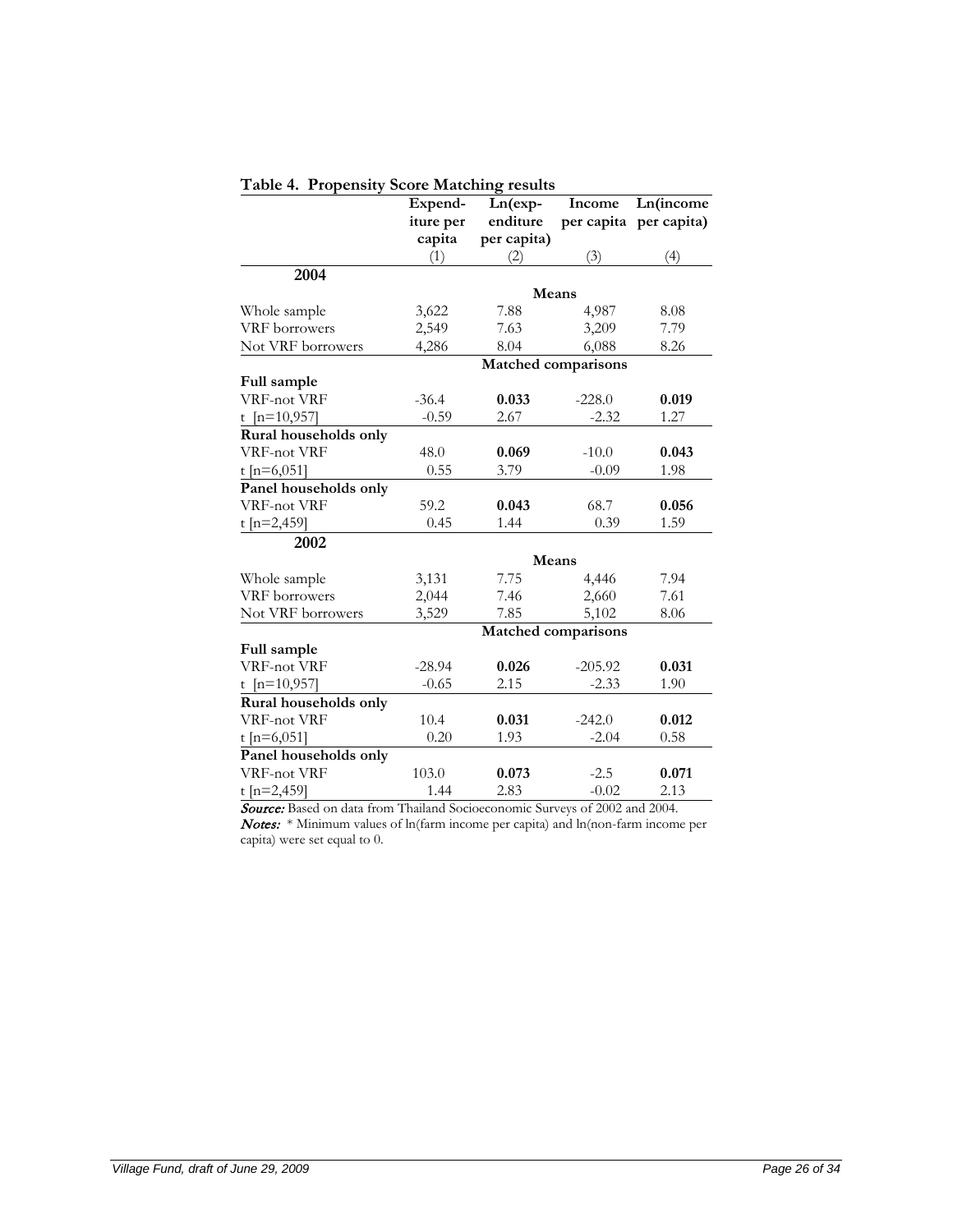**Table 4. Propensity Score Matching results**

| | Expenditure per capita | Ln(expenditure per capita) | Income per capita | Ln(income per capita) |
|---|---|---|---|---|
| | (1) | (2) | (3) | (4) |
| **2004** | | | | |
| | | **Means** | | |
| Whole sample | 3,622 | 7.88 | 4,987 | 8.08 |
| VRF borrowers | 2,549 | 7.63 | 3,209 | 7.79 |
| Not VRF borrowers | 4,286 | 8.04 | 6,088 | 8.26 |
| | | **Matched comparisons** | | |
| **Full sample** | | | | |
| VRF-not VRF | -36.4 | **0.033** | -228.0 | **0.019** |
| t [n=10,957] | -0.59 | 2.67 | -2.32 | 1.27 |
| **Rural households only** | | | | |
| VRF-not VRF | 48.0 | **0.069** | -10.0 | **0.043** |
| t [n=6,051] | 0.55 | 3.79 | -0.09 | 1.98 |
| **Panel households only** | | | | |
| VRF-not VRF | 59.2 | **0.043** | 68.7 | **0.056** |
| t [n=2,459] | 0.45 | 1.44 | 0.39 | 1.59 |
| **2002** | | | | |
| | | **Means** | | |
| Whole sample | 3,131 | 7.75 | 4,446 | 7.94 |
| VRF borrowers | 2,044 | 7.46 | 2,660 | 7.61 |
| Not VRF borrowers | 3,529 | 7.85 | 5,102 | 8.06 |
| | | **Matched comparisons** | | |
| **Full sample** | | | | |
| VRF-not VRF | -28.94 | **0.026** | -205.92 | **0.031** |
| t [n=10,957] | -0.65 | 2.15 | -2.33 | 1.90 |
| **Rural households only** | | | | |
| VRF-not VRF | 10.4 | **0.031** | -242.0 | **0.012** |
| t [n=6,051] | 0.20 | 1.93 | -2.04 | 0.58 |
| **Panel households only** | | | | |
| VRF-not VRF | 103.0 | **0.073** | -2.5 | **0.071** |
| t [n=2,459] | 1.44 | 2.83 | -0.02 | 2.13 |

***Source:*** Based on data from Thailand Socioeconomic Surveys of 2002 and 2004.

***Notes:*** * Minimum values of ln(farm income per capita) and ln(non-farm income per capita) were set equal to 0.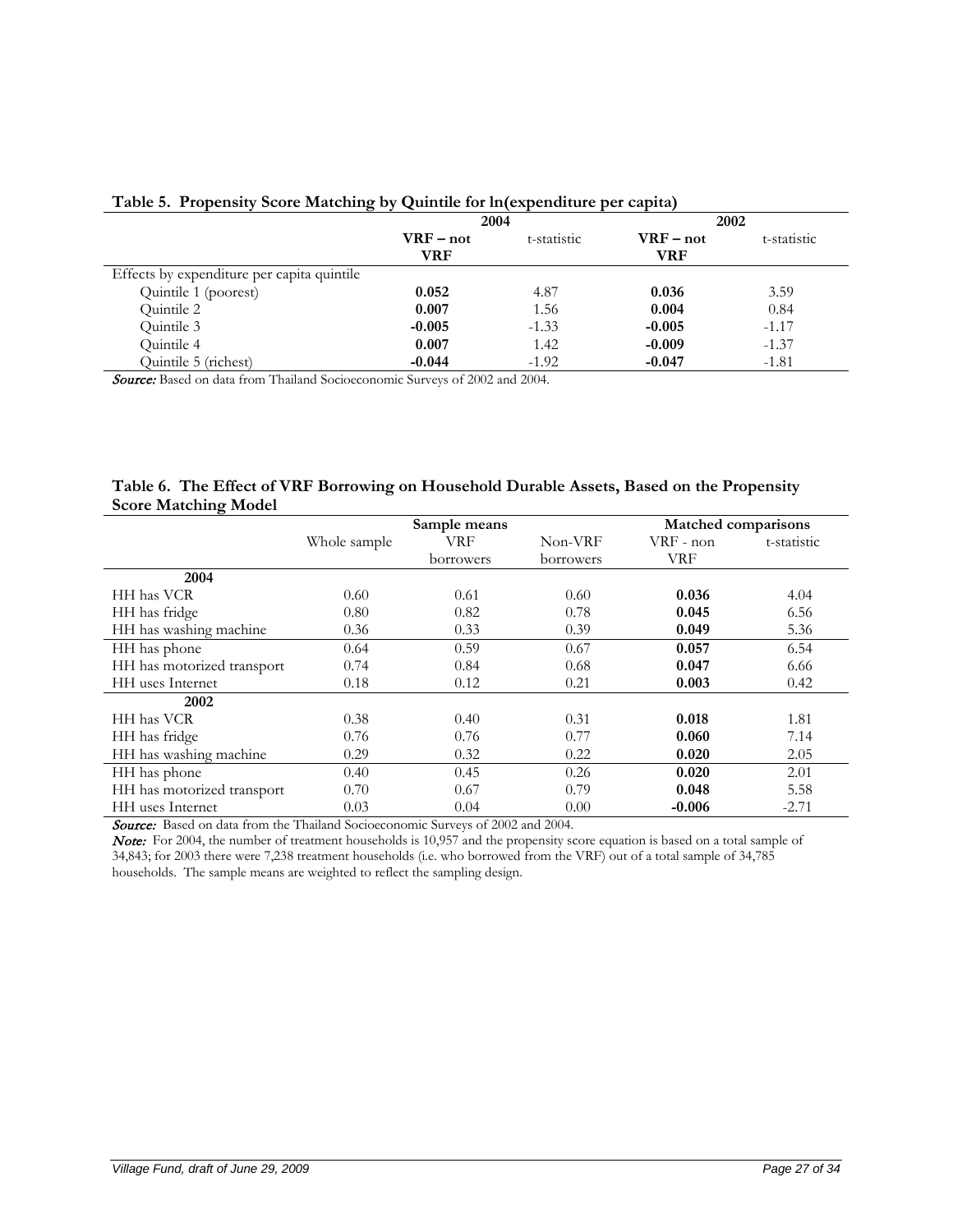**Table 5. Propensity Score Matching by Quintile for ln(expenditure per capita)**

| | 2004 | | 2002 | |
|---|---|---|---|---|
| | **VRF – not VRF** | t-statistic | **VRF – not VRF** | t-statistic |
| Effects by expenditure per capita quintile | | | | |
| Quintile 1 (poorest) | **0.052** | 4.87 | **0.036** | 3.59 |
| Quintile 2 | **0.007** | 1.56 | **0.004** | 0.84 |
| Quintile 3 | **-0.005** | -1.33 | **-0.005** | -1.17 |
| Quintile 4 | **0.007** | 1.42 | **-0.009** | -1.37 |
| Quintile 5 (richest) | **-0.044** | -1.92 | **-0.047** | -1.81 |

***Source:*** Based on data from Thailand Socioeconomic Surveys of 2002 and 2004.

**Table 6. The Effect of VRF Borrowing on Household Durable Assets, Based on the Propensity Score Matching Model**

| | Sample means | | | Matched comparisons | |
|---|---|---|---|---|---|
| | Whole sample | VRF borrowers | Non-VRF borrowers | VRF - non VRF | t-statistic |
| **2004** | | | | | |
| HH has VCR | 0.60 | 0.61 | 0.60 | **0.036** | 4.04 |
| HH has fridge | 0.80 | 0.82 | 0.78 | **0.045** | 6.56 |
| HH has washing machine | 0.36 | 0.33 | 0.39 | **0.049** | 5.36 |
| HH has phone | 0.64 | 0.59 | 0.67 | **0.057** | 6.54 |
| HH has motorized transport | 0.74 | 0.84 | 0.68 | **0.047** | 6.66 |
| HH uses Internet | 0.18 | 0.12 | 0.21 | **0.003** | 0.42 |
| **2002** | | | | | |
| HH has VCR | 0.38 | 0.40 | 0.31 | **0.018** | 1.81 |
| HH has fridge | 0.76 | 0.76 | 0.77 | **0.060** | 7.14 |
| HH has washing machine | 0.29 | 0.32 | 0.22 | **0.020** | 2.05 |
| HH has phone | 0.40 | 0.45 | 0.26 | **0.020** | 2.01 |
| HH has motorized transport | 0.70 | 0.67 | 0.79 | **0.048** | 5.58 |
| HH uses Internet | 0.03 | 0.04 | 0.00 | **-0.006** | -2.71 |

***Source:*** Based on data from the Thailand Socioeconomic Surveys of 2002 and 2004.

***Note:*** For 2004, the number of treatment households is 10,957 and the propensity score equation is based on a total sample of 34,843; for 2003 there were 7,238 treatment households (i.e. who borrowed from the VRF) out of a total sample of 34,785 households. The sample means are weighted to reflect the sampling design.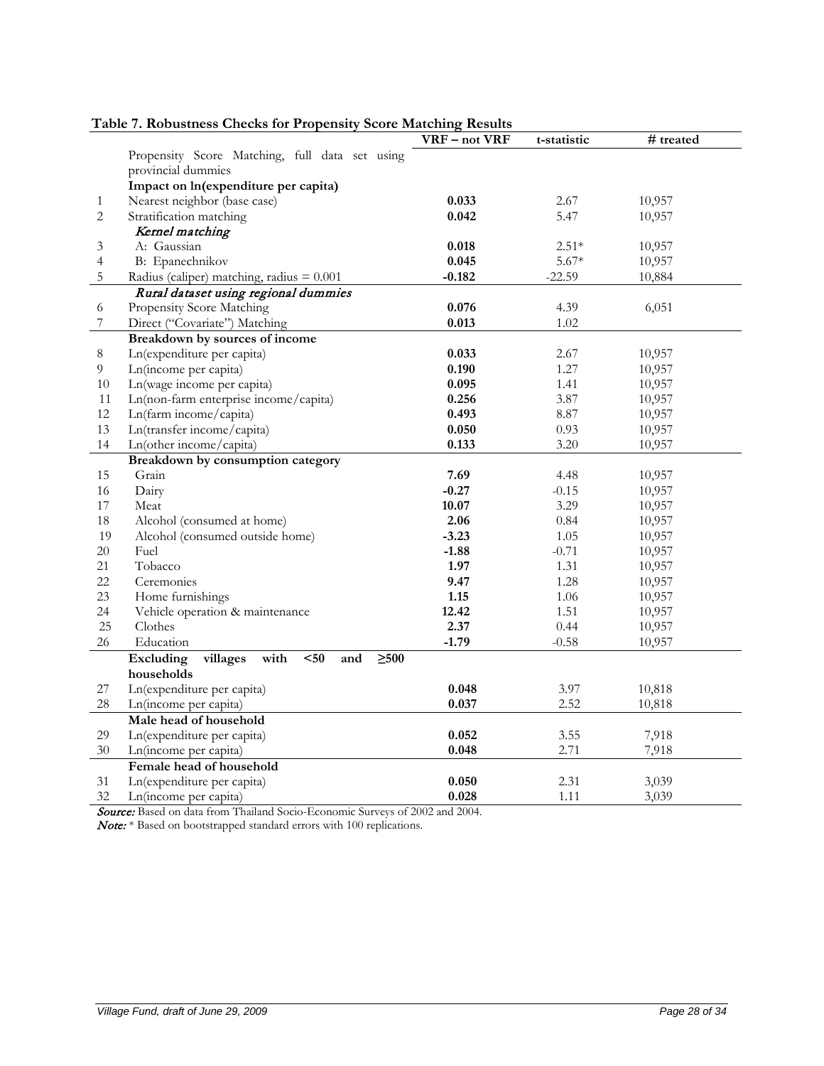**Table 7. Robustness Checks for Propensity Score Matching Results**

| | | VRF – not VRF | t-statistic | # treated |
|---|---|---|---|---|
| | Propensity Score Matching, full data set using provincial dummies | | | |
| | **Impact on ln(expenditure per capita)** | | | |
| 1 | Nearest neighbor (base case) | **0.033** | 2.67 | 10,957 |
| 2 | Stratification matching | **0.042** | 5.47 | 10,957 |
| | *Kernel matching* | | | |
| 3 | A: Gaussian | **0.018** | 2.51* | 10,957 |
| 4 | B: Epanechnikov | **0.045** | 5.67* | 10,957 |
| 5 | Radius (caliper) matching, radius = 0.001 | **-0.182** | -22.59 | 10,884 |
| | *Rural dataset using regional dummies* | | | |
| 6 | Propensity Score Matching | **0.076** | 4.39 | 6,051 |
| 7 | Direct ("Covariate") Matching | **0.013** | 1.02 | |
| | **Breakdown by sources of income** | | | |
| 8 | Ln(expenditure per capita) | **0.033** | 2.67 | 10,957 |
| 9 | Ln(income per capita) | **0.190** | 1.27 | 10,957 |
| 10 | Ln(wage income per capita) | **0.095** | 1.41 | 10,957 |
| 11 | Ln(non-farm enterprise income/capita) | **0.256** | 3.87 | 10,957 |
| 12 | Ln(farm income/capita) | **0.493** | 8.87 | 10,957 |
| 13 | Ln(transfer income/capita) | **0.050** | 0.93 | 10,957 |
| 14 | Ln(other income/capita) | **0.133** | 3.20 | 10,957 |
| | **Breakdown by consumption category** | | | |
| 15 | Grain | **7.69** | 4.48 | 10,957 |
| 16 | Dairy | **-0.27** | -0.15 | 10,957 |
| 17 | Meat | **10.07** | 3.29 | 10,957 |
| 18 | Alcohol (consumed at home) | **2.06** | 0.84 | 10,957 |
| 19 | Alcohol (consumed outside home) | **-3.23** | 1.05 | 10,957 |
| 20 | Fuel | **-1.88** | -0.71 | 10,957 |
| 21 | Tobacco | **1.97** | 1.31 | 10,957 |
| 22 | Ceremonies | **9.47** | 1.28 | 10,957 |
| 23 | Home furnishings | **1.15** | 1.06 | 10,957 |
| 24 | Vehicle operation & maintenance | **12.42** | 1.51 | 10,957 |
| 25 | Clothes | **2.37** | 0.44 | 10,957 |
| 26 | Education | **-1.79** | -0.58 | 10,957 |
| | **Excluding villages with <50 and ≥500 households** | | | |
| 27 | Ln(expenditure per capita) | **0.048** | 3.97 | 10,818 |
| 28 | Ln(income per capita) | **0.037** | 2.52 | 10,818 |
| | **Male head of household** | | | |
| 29 | Ln(expenditure per capita) | **0.052** | 3.55 | 7,918 |
| 30 | Ln(income per capita) | **0.048** | 2.71 | 7,918 |
| | **Female head of household** | | | |
| 31 | Ln(expenditure per capita) | **0.050** | 2.31 | 3,039 |
| 32 | Ln(income per capita) | **0.028** | 1.11 | 3,039 |

*Source:* Based on data from Thailand Socio-Economic Surveys of 2002 and 2004.

*Note:* * Based on bootstrapped standard errors with 100 replications.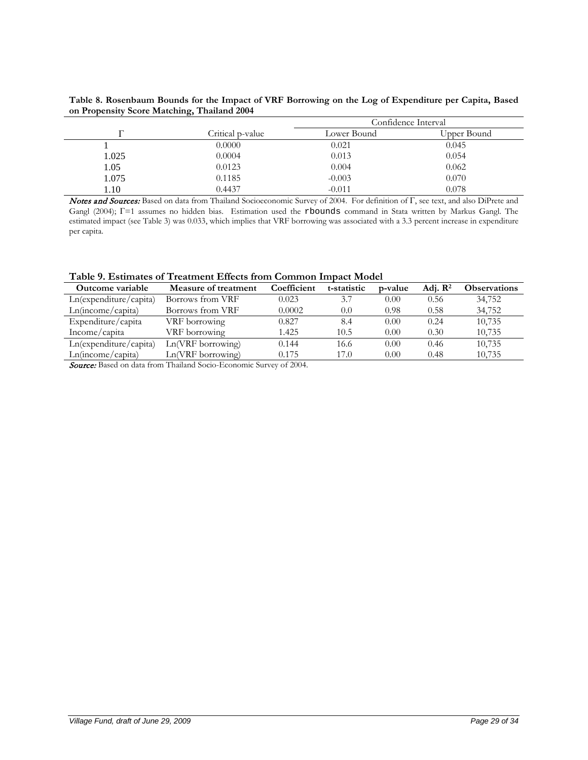**Table 8. Rosenbaum Bounds for the Impact of VRF Borrowing on the Log of Expenditure per Capita, Based on Propensity Score Matching, Thailand 2004**

| | | Confidence Interval | |
|---|---|---|---|
| Γ | Critical p-value | Lower Bound | Upper Bound |
| 1 | 0.0000 | 0.021 | 0.045 |
| 1.025 | 0.0004 | 0.013 | 0.054 |
| 1.05 | 0.0123 | 0.004 | 0.062 |
| 1.075 | 0.1185 | -0.003 | 0.070 |
| 1.10 | 0.4437 | -0.011 | 0.078 |

***Notes and Sources:*** Based on data from Thailand Socioeconomic Survey of 2004. For definition of Γ, see text, and also DiPrete and Gangl (2004); Γ=1 assumes no hidden bias. Estimation used the `rbounds` command in Stata written by Markus Gangl. The estimated impact (see Table 3) was 0.033, which implies that VRF borrowing was associated with a 3.3 percent increase in expenditure per capita.

**Table 9. Estimates of Treatment Effects from Common Impact Model**

| Outcome variable | Measure of treatment | Coefficient | t-statistic | p-value | Adj. $R^2$ | Observations |
|---|---|---|---|---|---|---|
| Ln(expenditure/capita) | Borrows from VRF | 0.023 | 3.7 | 0.00 | 0.56 | 34,752 |
| Ln(income/capita) | Borrows from VRF | 0.0002 | 0.0 | 0.98 | 0.58 | 34,752 |
| Expenditure/capita | VRF borrowing | 0.827 | 8.4 | 0.00 | 0.24 | 10,735 |
| Income/capita | VRF borrowing | 1.425 | 10.5 | 0.00 | 0.30 | 10,735 |
| Ln(expenditure/capita) | Ln(VRF borrowing) | 0.144 | 16.6 | 0.00 | 0.46 | 10,735 |
| Ln(income/capita) | Ln(VRF borrowing) | 0.175 | 17.0 | 0.00 | 0.48 | 10,735 |

***Source:*** Based on data from Thailand Socio-Economic Survey of 2004.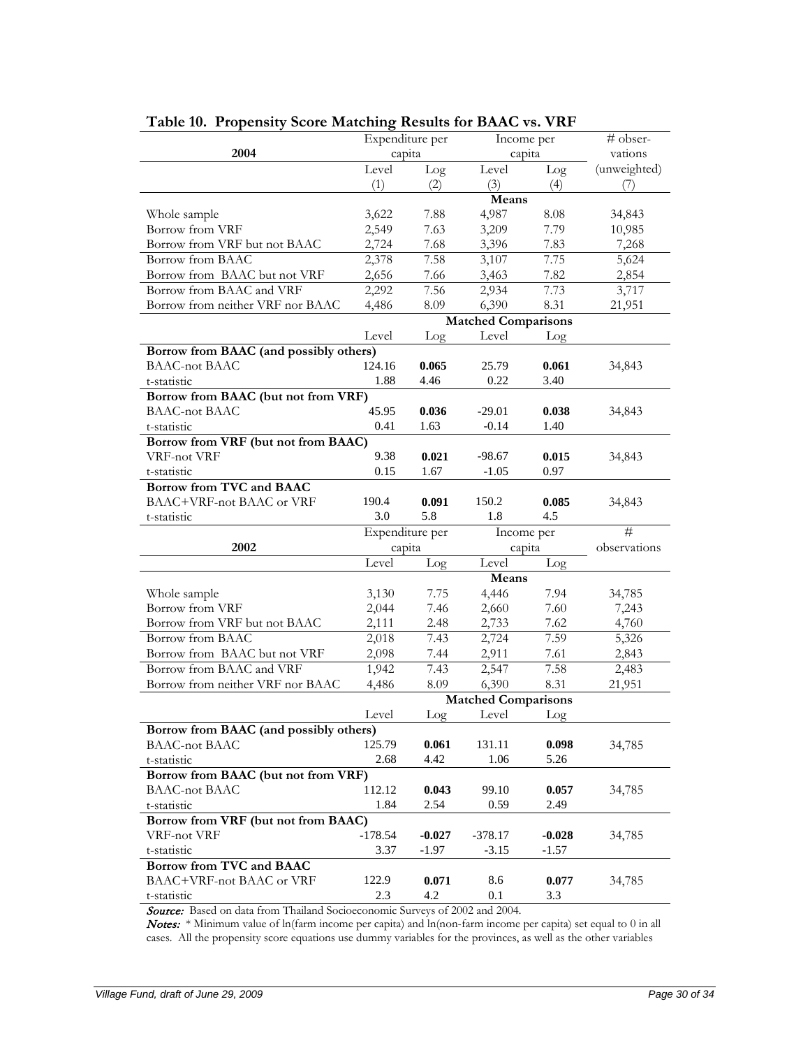**Table 10. Propensity Score Matching Results for BAAC vs. VRF**

| **2004** | Expenditure per capita | | Income per capita | | # observations (unweighted) |
|---|---|---|---|---|---|
| | Level | Log | Level | Log | |
| | (1) | (2) | (3) | (4) | (7) |
| | **Means** | | | | |
| Whole sample | 3,622 | 7.88 | 4,987 | 8.08 | 34,843 |
| Borrow from VRF | 2,549 | 7.63 | 3,209 | 7.79 | 10,985 |
| Borrow from VRF but not BAAC | 2,724 | 7.68 | 3,396 | 7.83 | 7,268 |
| Borrow from BAAC | 2,378 | 7.58 | 3,107 | 7.75 | 5,624 |
| Borrow from BAAC but not VRF | 2,656 | 7.66 | 3,463 | 7.82 | 2,854 |
| Borrow from BAAC and VRF | 2,292 | 7.56 | 2,934 | 7.73 | 3,717 |
| Borrow from neither VRF nor BAAC | 4,486 | 8.09 | 6,390 | 8.31 | 21,951 |
| | **Matched Comparisons** | | | | |
| | Level | Log | Level | Log | |
| **Borrow from BAAC (and possibly others)** | | | | | |
| BAAC-not BAAC | 124.16 | **0.065** | 25.79 | **0.061** | 34,843 |
| t-statistic | 1.88 | 4.46 | 0.22 | 3.40 | |
| **Borrow from BAAC (but not from VRF)** | | | | | |
| BAAC-not BAAC | 45.95 | **0.036** | -29.01 | **0.038** | 34,843 |
| t-statistic | 0.41 | 1.63 | -0.14 | 1.40 | |
| **Borrow from VRF (but not from BAAC)** | | | | | |
| VRF-not VRF | 9.38 | **0.021** | -98.67 | **0.015** | 34,843 |
| t-statistic | 0.15 | 1.67 | -1.05 | 0.97 | |
| **Borrow from TVC and BAAC** | | | | | |
| BAAC+VRF-not BAAC or VRF | 190.4 | **0.091** | 150.2 | **0.085** | 34,843 |
| t-statistic | 3.0 | 5.8 | 1.8 | 4.5 | |

| **2002** | Expenditure per capita | | Income per capita | | # observations |
|---|---|---|---|---|---|
| | Level | Log | Level | Log | |
| | **Means** | | | | |
| Whole sample | 3,130 | 7.75 | 4,446 | 7.94 | 34,785 |
| Borrow from VRF | 2,044 | 7.46 | 2,660 | 7.60 | 7,243 |
| Borrow from VRF but not BAAC | 2,111 | 2.48 | 2,733 | 7.62 | 4,760 |
| Borrow from BAAC | 2,018 | 7.43 | 2,724 | 7.59 | 5,326 |
| Borrow from BAAC but not VRF | 2,098 | 7.44 | 2,911 | 7.61 | 2,843 |
| Borrow from BAAC and VRF | 1,942 | 7.43 | 2,547 | 7.58 | 2,483 |
| Borrow from neither VRF nor BAAC | 4,486 | 8.09 | 6,390 | 8.31 | 21,951 |
| | **Matched Comparisons** | | | | |
| | Level | Log | Level | Log | |
| **Borrow from BAAC (and possibly others)** | | | | | |
| BAAC-not BAAC | 125.79 | **0.061** | 131.11 | **0.098** | 34,785 |
| t-statistic | 2.68 | 4.42 | 1.06 | 5.26 | |
| **Borrow from BAAC (but not from VRF)** | | | | | |
| BAAC-not BAAC | 112.12 | **0.043** | 99.10 | **0.057** | 34,785 |
| t-statistic | 1.84 | 2.54 | 0.59 | 2.49 | |
| **Borrow from VRF (but not from BAAC)** | | | | | |
| VRF-not VRF | -178.54 | **-0.027** | -378.17 | **-0.028** | 34,785 |
| t-statistic | 3.37 | -1.97 | -3.15 | -1.57 | |
| **Borrow from TVC and BAAC** | | | | | |
| BAAC+VRF-not BAAC or VRF | 122.9 | **0.071** | 8.6 | **0.077** | 34,785 |
| t-statistic | 2.3 | 4.2 | 0.1 | 3.3 | |

***Source:*** Based on data from Thailand Socioeconomic Surveys of 2002 and 2004.

***Notes:*** * Minimum value of ln(farm income per capita) and ln(non-farm income per capita) set equal to 0 in all cases. All the propensity score equations use dummy variables for the provinces, as well as the other variables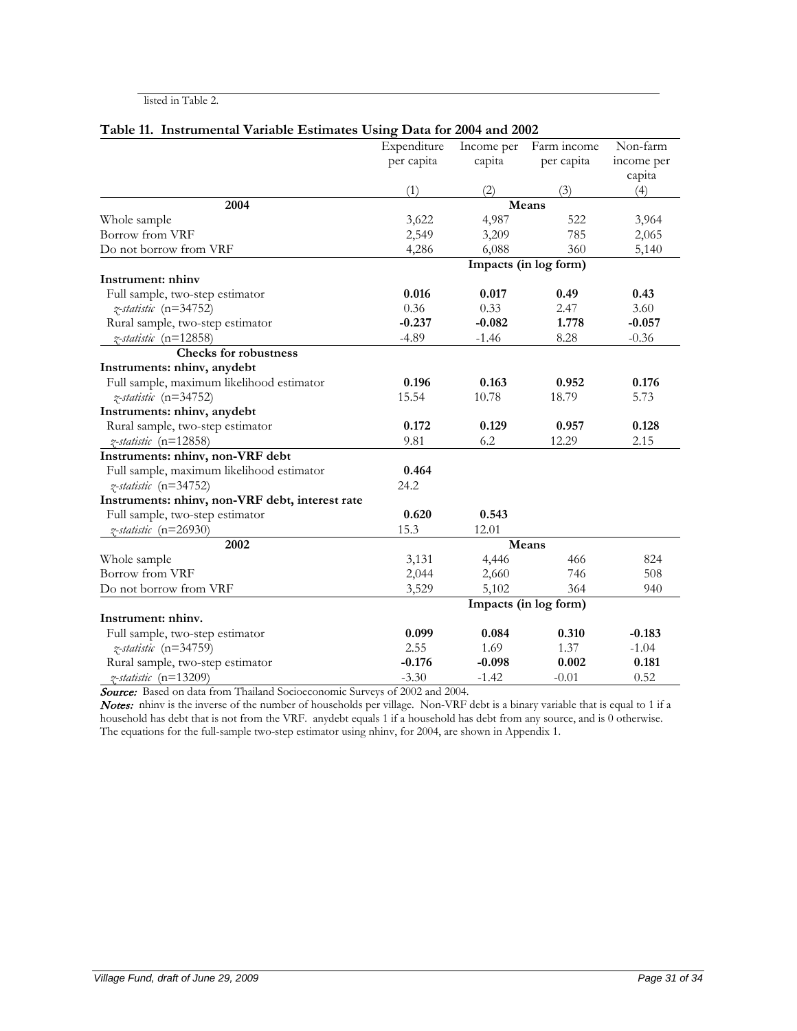listed in Table 2.

**Table 11. Instrumental Variable Estimates Using Data for 2004 and 2002**

| | Expenditure per capita | Income per capita | Farm income per capita | Non-farm income per capita |
|---|---|---|---|---|
| | (1) | (2) | (3) | (4) |
| **2004** | | **Means** | | |
| Whole sample | 3,622 | 4,987 | 522 | 3,964 |
| Borrow from VRF | 2,549 | 3,209 | 785 | 2,065 |
| Do not borrow from VRF | 4,286 | 6,088 | 360 | 5,140 |
| | | **Impacts (in log form)** | | |
| **Instrument: nhinv** | | | | |
| Full sample, two-step estimator | **0.016** | **0.017** | **0.49** | **0.43** |
| *z-statistic* (n=34752) | 0.36 | 0.33 | 2.47 | 3.60 |
| Rural sample, two-step estimator | **-0.237** | **-0.082** | **1.778** | **-0.057** |
| *z-statistic* (n=12858) | -4.89 | -1.46 | 8.28 | -0.36 |
| **Checks for robustness** | | | | |
| **Instruments: nhinv, anydebt** | | | | |
| Full sample, maximum likelihood estimator | **0.196** | **0.163** | **0.952** | **0.176** |
| *z-statistic* (n=34752) | 15.54 | 10.78 | 18.79 | 5.73 |
| **Instruments: nhinv, anydebt** | | | | |
| Rural sample, two-step estimator | **0.172** | **0.129** | **0.957** | **0.128** |
| *z-statistic* (n=12858) | 9.81 | 6.2 | 12.29 | 2.15 |
| **Instruments: nhinv, non-VRF debt** | | | | |
| Full sample, maximum likelihood estimator | **0.464** | | | |
| *z-statistic* (n=34752) | 24.2 | | | |
| **Instruments: nhinv, non-VRF debt, interest rate** | | | | |
| Full sample, two-step estimator | **0.620** | **0.543** | | |
| *z-statistic* (n=26930) | 15.3 | 12.01 | | |
| **2002** | | **Means** | | |
| Whole sample | 3,131 | 4,446 | 466 | 824 |
| Borrow from VRF | 2,044 | 2,660 | 746 | 508 |
| Do not borrow from VRF | 3,529 | 5,102 | 364 | 940 |
| | | **Impacts (in log form)** | | |
| **Instrument: nhinv.** | | | | |
| Full sample, two-step estimator | **0.099** | **0.084** | **0.310** | **-0.183** |
| *z-statistic* (n=34759) | 2.55 | 1.69 | 1.37 | -1.04 |
| Rural sample, two-step estimator | **-0.176** | **-0.098** | **0.002** | **0.181** |
| *z-statistic* (n=13209) | -3.30 | -1.42 | -0.01 | 0.52 |

***Source:*** Based on data from Thailand Socioeconomic Surveys of 2002 and 2004.

***Notes:*** nhinv is the inverse of the number of households per village. Non-VRF debt is a binary variable that is equal to 1 if a household has debt that is not from the VRF. anydebt equals 1 if a household has debt from any source, and is 0 otherwise. The equations for the full-sample two-step estimator using nhinv, for 2004, are shown in Appendix 1.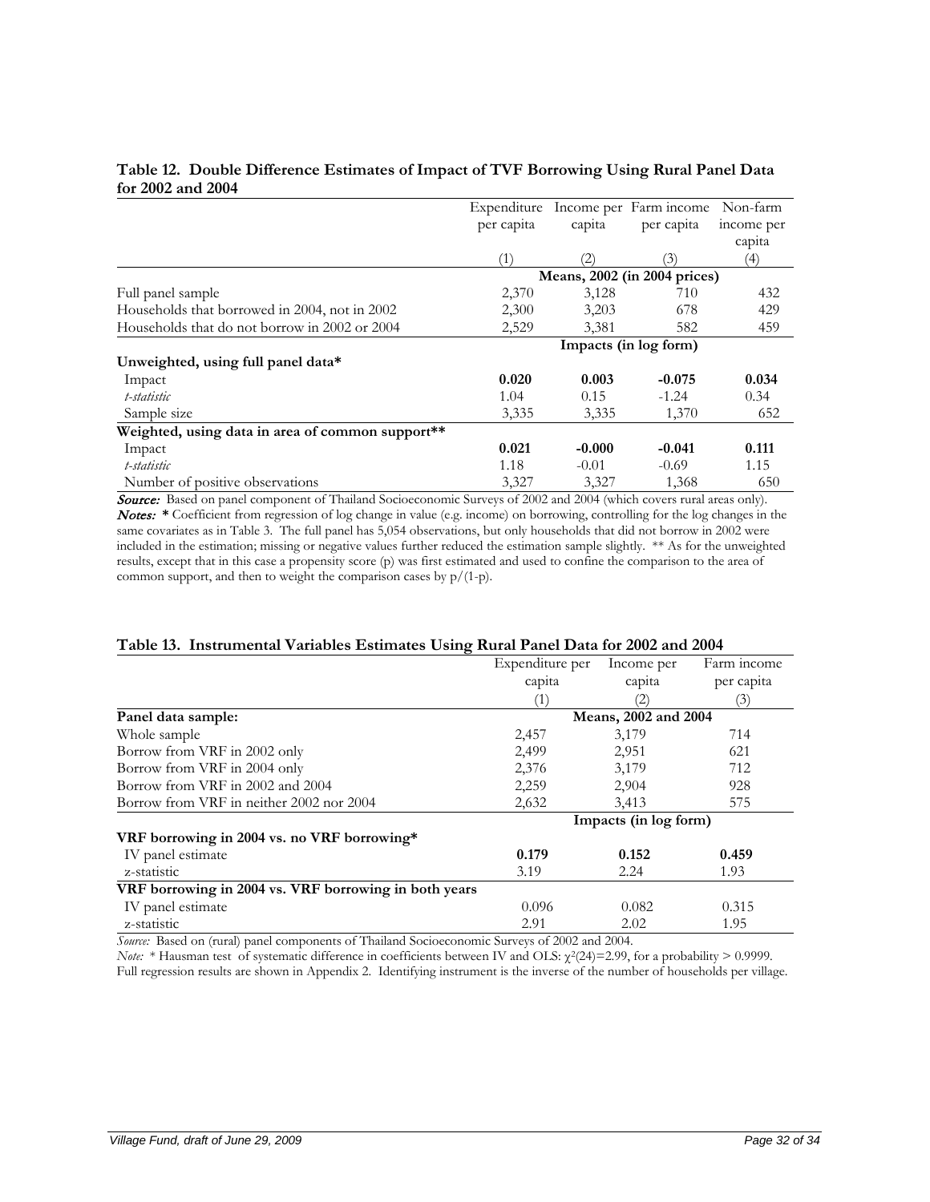**Table 12. Double Difference Estimates of Impact of TVF Borrowing Using Rural Panel Data for 2002 and 2004**

| | Expenditure per capita | Income per capita | Farm income per capita | Non-farm income per capita |
|---|---|---|---|---|
| | (1) | (2) | (3) | (4) |
| | **Means, 2002 (in 2004 prices)** | | | |
| Full panel sample | 2,370 | 3,128 | 710 | 432 |
| Households that borrowed in 2004, not in 2002 | 2,300 | 3,203 | 678 | 429 |
| Households that do not borrow in 2002 or 2004 | 2,529 | 3,381 | 582 | 459 |
| | **Impacts (in log form)** | | | |
| **Unweighted, using full panel data*** | | | | |
| Impact | **0.020** | **0.003** | **-0.075** | **0.034** |
| *t-statistic* | 1.04 | 0.15 | -1.24 | 0.34 |
| Sample size | 3,335 | 3,335 | 1,370 | 652 |
| **Weighted, using data in area of common support**** | | | | |
| Impact | **0.021** | **-0.000** | **-0.041** | **0.111** |
| *t-statistic* | 1.18 | -0.01 | -0.69 | 1.15 |
| Number of positive observations | 3,327 | 3,327 | 1,368 | 650 |

***Source:*** Based on panel component of Thailand Socioeconomic Surveys of 2002 and 2004 (which covers rural areas only).
***Notes:*** **\*** Coefficient from regression of log change in value (e.g. income) on borrowing, controlling for the log changes in the same covariates as in Table 3. The full panel has 5,054 observations, but only households that did not borrow in 2002 were included in the estimation; missing or negative values further reduced the estimation sample slightly. ** As for the unweighted results, except that in this case a propensity score (p) was first estimated and used to confine the comparison to the area of common support, and then to weight the comparison cases by $p/(1-p)$.

**Table 13. Instrumental Variables Estimates Using Rural Panel Data for 2002 and 2004**

| | Expenditure per capita | Income per capita | Farm income per capita |
|---|---|---|---|
| | (1) | (2) | (3) |
| **Panel data sample:** | | **Means, 2002 and 2004** | |
| Whole sample | 2,457 | 3,179 | 714 |
| Borrow from VRF in 2002 only | 2,499 | 2,951 | 621 |
| Borrow from VRF in 2004 only | 2,376 | 3,179 | 712 |
| Borrow from VRF in 2002 and 2004 | 2,259 | 2,904 | 928 |
| Borrow from VRF in neither 2002 nor 2004 | 2,632 | 3,413 | 575 |
| | | **Impacts (in log form)** | |
| **VRF borrowing in 2004 vs. no VRF borrowing*** | | | |
| IV panel estimate | **0.179** | **0.152** | **0.459** |
| z-statistic | 3.19 | 2.24 | 1.93 |
| **VRF borrowing in 2004 vs. VRF borrowing in both years** | | | |
| IV panel estimate | 0.096 | 0.082 | 0.315 |
| z-statistic | 2.91 | 2.02 | 1.95 |

*Source:* Based on (rural) panel components of Thailand Socioeconomic Surveys of 2002 and 2004.
*Note:* * Hausman test of systematic difference in coefficients between IV and OLS: $\chi^2(24)=2.99$, for a probability > 0.9999. Full regression results are shown in Appendix 2. Identifying instrument is the inverse of the number of households per village.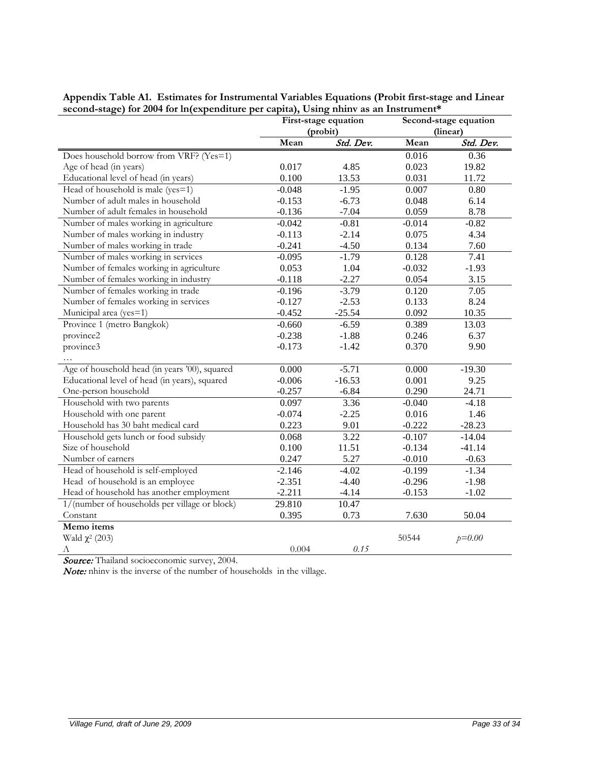**Appendix Table A1. Estimates for Instrumental Variables Equations (Probit first-stage and Linear second-stage) for 2004 for ln(expenditure per capita), Using nhinv as an Instrument***

| | First-stage equation (probit) | | Second-stage equation (linear) | |
|---|---|---|---|---|
| | Mean | *Std. Dev.* | Mean | *Std. Dev.* |
| Does household borrow from VRF? (Yes=1) | | | 0.016 | 0.36 |
| Age of head (in years) | 0.017 | 4.85 | 0.023 | 19.82 |
| Educational level of head (in years) | 0.100 | 13.53 | 0.031 | 11.72 |
| Head of household is male (yes=1) | -0.048 | -1.95 | 0.007 | 0.80 |
| Number of adult males in household | -0.153 | -6.73 | 0.048 | 6.14 |
| Number of adult females in household | -0.136 | -7.04 | 0.059 | 8.78 |
| Number of males working in agriculture | -0.042 | -0.81 | -0.014 | -0.82 |
| Number of males working in industry | -0.113 | -2.14 | 0.075 | 4.34 |
| Number of males working in trade | -0.241 | -4.50 | 0.134 | 7.60 |
| Number of males working in services | -0.095 | -1.79 | 0.128 | 7.41 |
| Number of females working in agriculture | 0.053 | 1.04 | -0.032 | -1.93 |
| Number of females working in industry | -0.118 | -2.27 | 0.054 | 3.15 |
| Number of females working in trade | -0.196 | -3.79 | 0.120 | 7.05 |
| Number of females working in services | -0.127 | -2.53 | 0.133 | 8.24 |
| Municipal area (yes=1) | -0.452 | -25.54 | 0.092 | 10.35 |
| Province 1 (metro Bangkok) | -0.660 | -6.59 | 0.389 | 13.03 |
| province2 | -0.238 | -1.88 | 0.246 | 6.37 |
| province3 | -0.173 | -1.42 | 0.370 | 9.90 |
| … | | | | |
| Age of household head (in years '00), squared | 0.000 | -5.71 | 0.000 | -19.30 |
| Educational level of head (in years), squared | -0.006 | -16.53 | 0.001 | 9.25 |
| One-person household | -0.257 | -6.84 | 0.290 | 24.71 |
| Household with two parents | 0.097 | 3.36 | -0.040 | -4.18 |
| Household with one parent | -0.074 | -2.25 | 0.016 | 1.46 |
| Household has 30 baht medical card | 0.223 | 9.01 | -0.222 | -28.23 |
| Household gets lunch or food subsidy | 0.068 | 3.22 | -0.107 | -14.04 |
| Size of household | 0.100 | 11.51 | -0.134 | -41.14 |
| Number of earners | 0.247 | 5.27 | -0.010 | -0.63 |
| Head of household is self-employed | -2.146 | -4.02 | -0.199 | -1.34 |
| Head of household is an employee | -2.351 | -4.40 | -0.296 | -1.98 |
| Head of household has another employment | -2.211 | -4.14 | -0.153 | -1.02 |
| 1/(number of households per village or block) | 29.810 | 10.47 | | |
| Constant | 0.395 | 0.73 | 7.630 | 50.04 |
| **Memo items** | | | | |
| Wald $\chi^2$ (203) | | | 50544 | *p=0.00* |
| $\Lambda$ | 0.004 | *0.15* | | |

***Source:*** Thailand socioeconomic survey, 2004.

***Note:*** nhinv is the inverse of the number of households in the village.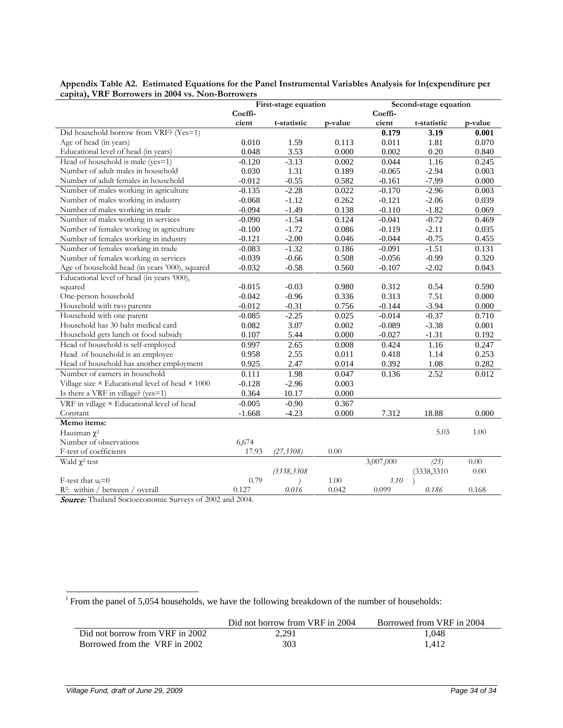**Appendix Table A2. Estimated Equations for the Panel Instrumental Variables Analysis for ln(expenditure per capita), VRF Borrowers in 2004 vs. Non-Borrowers**

| | First-stage equation | | | Second-stage equation | | |
|---|---|---|---|---|---|---|
| | Coeffi-cient | t-statistic | p-value | Coeffi-cient | t-statistic | p-value |
| Did household borrow from VRF? (Yes=1) | | | | **0.179** | **3.19** | **0.001** |
| Age of head (in years) | 0.010 | 1.59 | 0.113 | 0.011 | 1.81 | 0.070 |
| Educational level of head (in years) | 0.048 | 3.53 | 0.000 | 0.002 | 0.20 | 0.840 |
| Head of household is male (yes=1) | -0.120 | -3.13 | 0.002 | 0.044 | 1.16 | 0.245 |
| Number of adult males in household | 0.030 | 1.31 | 0.189 | -0.065 | -2.94 | 0.003 |
| Number of adult females in household | -0.012 | -0.55 | 0.582 | -0.161 | -7.99 | 0.000 |
| Number of males working in agriculture | -0.135 | -2.28 | 0.022 | -0.170 | -2.96 | 0.003 |
| Number of males working in industry | -0.068 | -1.12 | 0.262 | -0.121 | -2.06 | 0.039 |
| Number of males working in trade | -0.094 | -1.49 | 0.138 | -0.110 | -1.82 | 0.069 |
| Number of males working in services | -0.090 | -1.54 | 0.124 | -0.041 | -0.72 | 0.469 |
| Number of females working in agriculture | -0.100 | -1.72 | 0.086 | -0.119 | -2.11 | 0.035 |
| Number of females working in industry | -0.121 | -2.00 | 0.046 | -0.044 | -0.75 | 0.455 |
| Number of females working in trade | -0.083 | -1.32 | 0.186 | -0.091 | -1.51 | 0.131 |
| Number of females working in services | -0.039 | -0.66 | 0.508 | -0.056 | -0.99 | 0.320 |
| Age of household head (in years '000), squared | -0.032 | -0.58 | 0.560 | -0.107 | -2.02 | 0.043 |
| Educational level of head (in years '000), squared | -0.015 | -0.03 | 0.980 | 0.312 | 0.54 | 0.590 |
| One-person household | -0.042 | -0.96 | 0.336 | 0.313 | 7.51 | 0.000 |
| Household with two parents | -0.012 | -0.31 | 0.756 | -0.144 | -3.94 | 0.000 |
| Household with one parent | -0.085 | -2.25 | 0.025 | -0.014 | -0.37 | 0.710 |
| Household has 30 baht medical card | 0.082 | 3.07 | 0.002 | -0.089 | -3.38 | 0.001 |
| Household gets lunch or food subsidy | 0.107 | 5.44 | 0.000 | -0.027 | -1.31 | 0.192 |
| Head of household is self-employed | 0.997 | 2.65 | 0.008 | 0.424 | 1.16 | 0.247 |
| Head of household is an employee | 0.958 | 2.55 | 0.011 | 0.418 | 1.14 | 0.253 |
| Head of household has another employment | 0.925 | 2.47 | 0.014 | 0.392 | 1.08 | 0.282 |
| Number of earners in household | 0.111 | 1.98 | 0.047 | 0.136 | 2.52 | 0.012 |
| Village size × Educational level of head × 1000 | -0.128 | -2.96 | 0.003 | | | |
| Is there a VRF in village? (yes=1) | 0.364 | 10.17 | 0.000 | | | |
| VRF in village × Educational level of head | -0.005 | -0.90 | 0.367 | | | |
| Constant | -1.668 | -4.23 | 0.000 | 7.312 | 18.88 | 0.000 |
| **Memo items:** | | | | | | |
| Hausman $\chi^2$ | | | | | 5.03 | 1.00 |
| Number of observations | 6,674 | | | | | |
| F-test of coefficients | 17.93 | *(27,3308)* | 0.00 | | | |
| Wald $\chi^2$ test | | | | 3,007,000 | *(25)* | 0.00 |
| F-test that $u_i$=0 | 0.79 | *(3338,3308)* | 1.00 | *3.10* | (3338,3310) | 0.00 |
| $R^2$: within / between / overall | 0.127 | *0.016* | 0.042 | 0.099 | *0.186* | 0.168 |

***Source:*** Thailand Socioeconomic Surveys of 2002 and 2004.

[i] From the panel of 5,054 households, we have the following breakdown of the number of households:

| | Did not borrow from VRF in 2004 | Borrowed from VRF in 2004 |
|---|---|---|
| Did not borrow from VRF in 2002 | 2,291 | 1,048 |
| Borrowed from the VRF in 2002 | 303 | 1,412 |